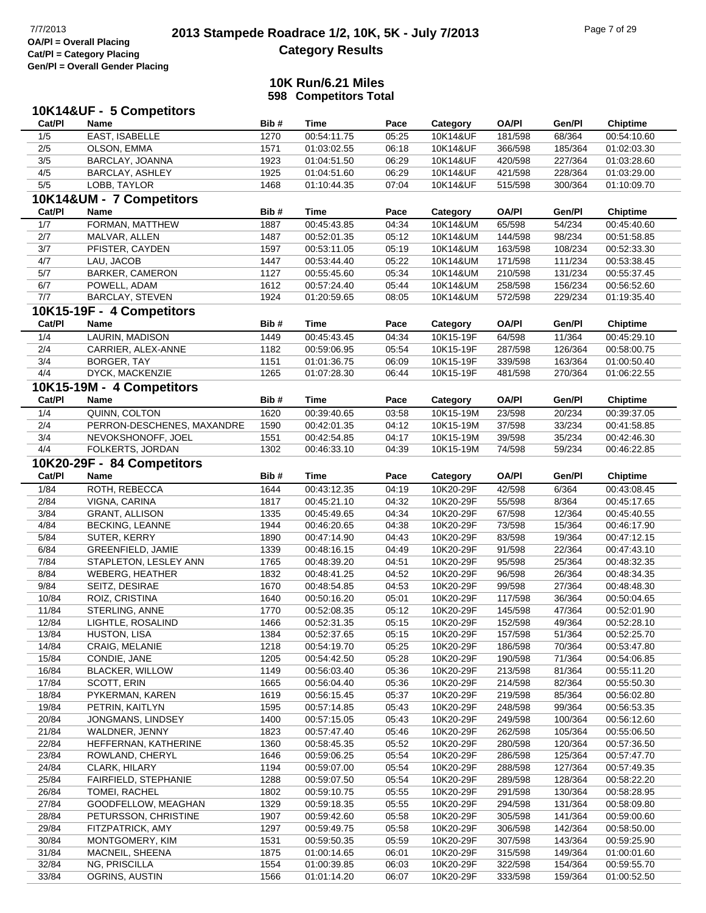# 2013 Stampede Roadrace 1/2, 10K, 5K - July 7/2013

## Category Results

OA/Pl = Overall Placing
Cat/Pl = Category Placing
Gen/Pl = Overall Gender Placing

### 10K Run/6.21 Miles
**598 Competitors Total**

### 10K14&UF - 5 Competitors

| Cat/Pl | Name | Bib # | Time | Pace | Category | OA/Pl | Gen/Pl | Chiptime |
|---|---|---|---|---|---|---|---|---|
| 1/5 | EAST, ISABELLE | 1270 | 00:54:11.75 | 05:25 | 10K14&UF | 181/598 | 68/364 | 00:54:10.60 |
| 2/5 | OLSON, EMMA | 1571 | 01:03:02.55 | 06:18 | 10K14&UF | 366/598 | 185/364 | 01:02:03.30 |
| 3/5 | BARCLAY, JOANNA | 1923 | 01:04:51.50 | 06:29 | 10K14&UF | 420/598 | 227/364 | 01:03:28.60 |
| 4/5 | BARCLAY, ASHLEY | 1925 | 01:04:51.60 | 06:29 | 10K14&UF | 421/598 | 228/364 | 01:03:29.00 |
| 5/5 | LOBB, TAYLOR | 1468 | 01:10:44.35 | 07:04 | 10K14&UF | 515/598 | 300/364 | 01:10:09.70 |

### 10K14&UM - 7 Competitors

| Cat/Pl | Name | Bib # | Time | Pace | Category | OA/Pl | Gen/Pl | Chiptime |
|---|---|---|---|---|---|---|---|---|
| 1/7 | FORMAN, MATTHEW | 1887 | 00:45:43.85 | 04:34 | 10K14&UM | 65/598 | 54/234 | 00:45:40.60 |
| 2/7 | MALVAR, ALLEN | 1487 | 00:52:01.35 | 05:12 | 10K14&UM | 144/598 | 98/234 | 00:51:58.85 |
| 3/7 | PFISTER, CAYDEN | 1597 | 00:53:11.05 | 05:19 | 10K14&UM | 163/598 | 108/234 | 00:52:33.30 |
| 4/7 | LAU, JACOB | 1447 | 00:53:44.40 | 05:22 | 10K14&UM | 171/598 | 111/234 | 00:53:38.45 |
| 5/7 | BARKER, CAMERON | 1127 | 00:55:45.60 | 05:34 | 10K14&UM | 210/598 | 131/234 | 00:55:37.45 |
| 6/7 | POWELL, ADAM | 1612 | 00:57:24.40 | 05:44 | 10K14&UM | 258/598 | 156/234 | 00:56:52.60 |
| 7/7 | BARCLAY, STEVEN | 1924 | 01:20:59.65 | 08:05 | 10K14&UM | 572/598 | 229/234 | 01:19:35.40 |

### 10K15-19F - 4 Competitors

| Cat/Pl | Name | Bib # | Time | Pace | Category | OA/Pl | Gen/Pl | Chiptime |
|---|---|---|---|---|---|---|---|---|
| 1/4 | LAURIN, MADISON | 1449 | 00:45:43.45 | 04:34 | 10K15-19F | 64/598 | 11/364 | 00:45:29.10 |
| 2/4 | CARRIER, ALEX-ANNE | 1182 | 00:59:06.95 | 05:54 | 10K15-19F | 287/598 | 126/364 | 00:58:00.75 |
| 3/4 | BORGER, TAY | 1151 | 01:01:36.75 | 06:09 | 10K15-19F | 339/598 | 163/364 | 01:00:50.40 |
| 4/4 | DYCK, MACKENZIE | 1265 | 01:07:28.30 | 06:44 | 10K15-19F | 481/598 | 270/364 | 01:06:22.55 |

### 10K15-19M - 4 Competitors

| Cat/Pl | Name | Bib # | Time | Pace | Category | OA/Pl | Gen/Pl | Chiptime |
|---|---|---|---|---|---|---|---|---|
| 1/4 | QUINN, COLTON | 1620 | 00:39:40.65 | 03:58 | 10K15-19M | 23/598 | 20/234 | 00:39:37.05 |
| 2/4 | PERRON-DESCHENES, MAXANDRE | 1590 | 00:42:01.35 | 04:12 | 10K15-19M | 37/598 | 33/234 | 00:41:58.85 |
| 3/4 | NEVOKSHONOFF, JOEL | 1551 | 00:42:54.85 | 04:17 | 10K15-19M | 39/598 | 35/234 | 00:42:46.30 |
| 4/4 | FOLKERTS, JORDAN | 1302 | 00:46:33.10 | 04:39 | 10K15-19M | 74/598 | 59/234 | 00:46:22.85 |

### 10K20-29F - 84 Competitors

| Cat/Pl | Name | Bib # | Time | Pace | Category | OA/Pl | Gen/Pl | Chiptime |
|---|---|---|---|---|---|---|---|---|
| 1/84 | ROTH, REBECCA | 1644 | 00:43:12.35 | 04:19 | 10K20-29F | 42/598 | 6/364 | 00:43:08.45 |
| 2/84 | VIGNA, CARINA | 1817 | 00:45:21.10 | 04:32 | 10K20-29F | 55/598 | 8/364 | 00:45:17.65 |
| 3/84 | GRANT, ALLISON | 1335 | 00:45:49.65 | 04:34 | 10K20-29F | 67/598 | 12/364 | 00:45:40.55 |
| 4/84 | BECKING, LEANNE | 1944 | 00:46:20.65 | 04:38 | 10K20-29F | 73/598 | 15/364 | 00:46:17.90 |
| 5/84 | SUTER, KERRY | 1890 | 00:47:14.90 | 04:43 | 10K20-29F | 83/598 | 19/364 | 00:47:12.15 |
| 6/84 | GREENFIELD, JAMIE | 1339 | 00:48:16.15 | 04:49 | 10K20-29F | 91/598 | 22/364 | 00:47:43.10 |
| 7/84 | STAPLETON, LESLEY ANN | 1765 | 00:48:39.20 | 04:51 | 10K20-29F | 95/598 | 25/364 | 00:48:32.35 |
| 8/84 | WEBERG, HEATHER | 1832 | 00:48:41.25 | 04:52 | 10K20-29F | 96/598 | 26/364 | 00:48:34.35 |
| 9/84 | SEITZ, DESIRAE | 1670 | 00:48:54.85 | 04:53 | 10K20-29F | 99/598 | 27/364 | 00:48:48.30 |
| 10/84 | ROIZ, CRISTINA | 1640 | 00:50:16.20 | 05:01 | 10K20-29F | 117/598 | 36/364 | 00:50:04.65 |
| 11/84 | STERLING, ANNE | 1770 | 00:52:08.35 | 05:12 | 10K20-29F | 145/598 | 47/364 | 00:52:01.90 |
| 12/84 | LIGHTLE, ROSALIND | 1466 | 00:52:31.35 | 05:15 | 10K20-29F | 152/598 | 49/364 | 00:52:28.10 |
| 13/84 | HUSTON, LISA | 1384 | 00:52:37.65 | 05:15 | 10K20-29F | 157/598 | 51/364 | 00:52:25.70 |
| 14/84 | CRAIG, MELANIE | 1218 | 00:54:19.70 | 05:25 | 10K20-29F | 186/598 | 70/364 | 00:53:47.80 |
| 15/84 | CONDIE, JANE | 1205 | 00:54:42.50 | 05:28 | 10K20-29F | 190/598 | 71/364 | 00:54:06.85 |
| 16/84 | BLACKER, WILLOW | 1149 | 00:56:03.40 | 05:36 | 10K20-29F | 213/598 | 81/364 | 00:55:11.20 |
| 17/84 | SCOTT, ERIN | 1665 | 00:56:04.40 | 05:36 | 10K20-29F | 214/598 | 82/364 | 00:55:50.30 |
| 18/84 | PYKERMAN, KAREN | 1619 | 00:56:15.45 | 05:37 | 10K20-29F | 219/598 | 85/364 | 00:56:02.80 |
| 19/84 | PETRIN, KAITLYN | 1595 | 00:57:14.85 | 05:43 | 10K20-29F | 248/598 | 99/364 | 00:56:53.35 |
| 20/84 | JONGMANS, LINDSEY | 1400 | 00:57:15.05 | 05:43 | 10K20-29F | 249/598 | 100/364 | 00:56:12.60 |
| 21/84 | WALDNER, JENNY | 1823 | 00:57:47.40 | 05:46 | 10K20-29F | 262/598 | 105/364 | 00:55:06.50 |
| 22/84 | HEFFERNAN, KATHERINE | 1360 | 00:58:45.35 | 05:52 | 10K20-29F | 280/598 | 120/364 | 00:57:36.50 |
| 23/84 | ROWLAND, CHERYL | 1646 | 00:59:06.25 | 05:54 | 10K20-29F | 286/598 | 125/364 | 00:57:47.70 |
| 24/84 | CLARK, HILARY | 1194 | 00:59:07.00 | 05:54 | 10K20-29F | 288/598 | 127/364 | 00:57:49.35 |
| 25/84 | FAIRFIELD, STEPHANIE | 1288 | 00:59:07.50 | 05:54 | 10K20-29F | 289/598 | 128/364 | 00:58:22.20 |
| 26/84 | TOMEI, RACHEL | 1802 | 00:59:10.75 | 05:55 | 10K20-29F | 291/598 | 130/364 | 00:58:28.95 |
| 27/84 | GOODFELLOW, MEAGHAN | 1329 | 00:59:18.35 | 05:55 | 10K20-29F | 294/598 | 131/364 | 00:58:09.80 |
| 28/84 | PETURSSON, CHRISTINE | 1907 | 00:59:42.60 | 05:58 | 10K20-29F | 305/598 | 141/364 | 00:59:00.60 |
| 29/84 | FITZPATRICK, AMY | 1297 | 00:59:49.75 | 05:58 | 10K20-29F | 306/598 | 142/364 | 00:58:50.00 |
| 30/84 | MONTGOMERY, KIM | 1531 | 00:59:50.35 | 05:59 | 10K20-29F | 307/598 | 143/364 | 00:59:25.90 |
| 31/84 | MACNEIL, SHEENA | 1875 | 01:00:14.65 | 06:01 | 10K20-29F | 315/598 | 149/364 | 01:00:01.60 |
| 32/84 | NG, PRISCILLA | 1554 | 01:00:39.85 | 06:03 | 10K20-29F | 322/598 | 154/364 | 00:59:55.70 |
| 33/84 | OGRINS, AUSTIN | 1566 | 01:01:14.20 | 06:07 | 10K20-29F | 333/598 | 159/364 | 01:00:52.50 |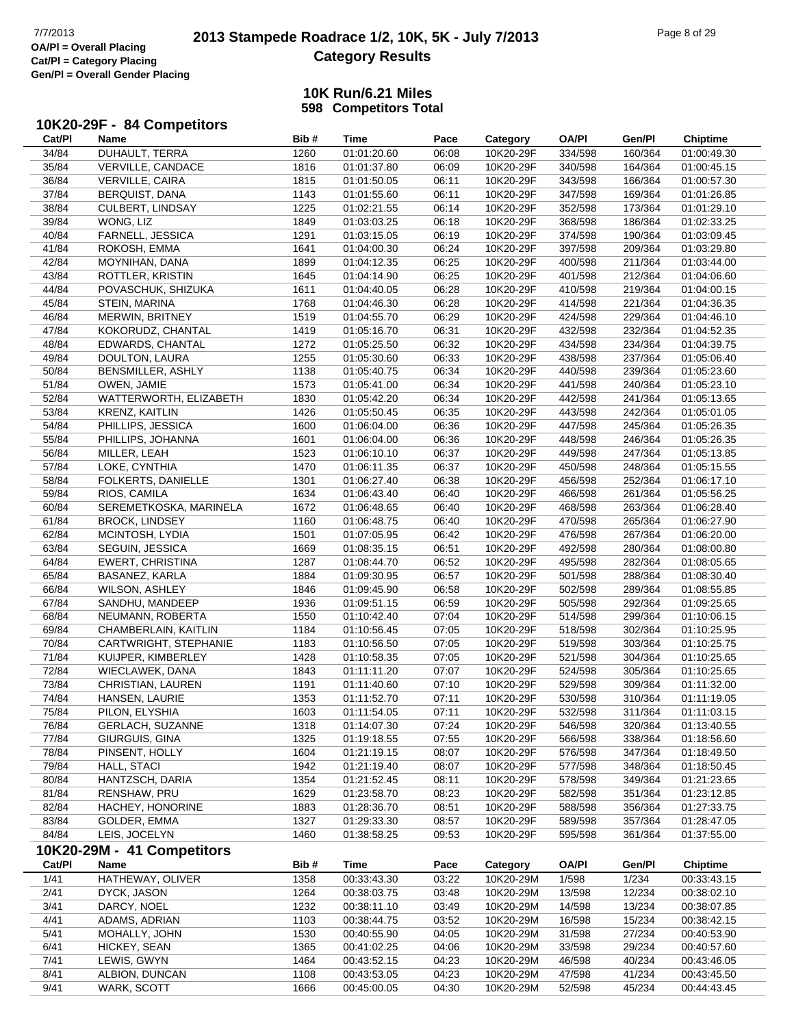**OA/Pl = Overall Placing**
**Cat/Pl = Category Placing**
**Gen/Pl = Overall Gender Placing**

# 2013 Stampede Roadrace 1/2, 10K, 5K - July 7/2013
## Category Results

### 10K Run/6.21 Miles
### 598 Competitors Total

### 10K20-29F - 84 Competitors

| Cat/Pl | Name | Bib # | Time | Pace | Category | OA/Pl | Gen/Pl | Chiptime |
|---|---|---|---|---|---|---|---|---|
| 34/84 | DUHAULT, TERRA | 1260 | 01:01:20.60 | 06:08 | 10K20-29F | 334/598 | 160/364 | 01:00:49.30 |
| 35/84 | VERVILLE, CANDACE | 1816 | 01:01:37.80 | 06:09 | 10K20-29F | 340/598 | 164/364 | 01:00:45.15 |
| 36/84 | VERVILLE, CAIRA | 1815 | 01:01:50.05 | 06:11 | 10K20-29F | 343/598 | 166/364 | 01:00:57.30 |
| 37/84 | BERQUIST, DANA | 1143 | 01:01:55.60 | 06:11 | 10K20-29F | 347/598 | 169/364 | 01:01:26.85 |
| 38/84 | CULBERT, LINDSAY | 1225 | 01:02:21.55 | 06:14 | 10K20-29F | 352/598 | 173/364 | 01:01:29.10 |
| 39/84 | WONG, LIZ | 1849 | 01:03:03.25 | 06:18 | 10K20-29F | 368/598 | 186/364 | 01:02:33.25 |
| 40/84 | FARNELL, JESSICA | 1291 | 01:03:15.05 | 06:19 | 10K20-29F | 374/598 | 190/364 | 01:03:09.45 |
| 41/84 | ROKOSH, EMMA | 1641 | 01:04:00.30 | 06:24 | 10K20-29F | 397/598 | 209/364 | 01:03:29.80 |
| 42/84 | MOYNIHAN, DANA | 1899 | 01:04:12.35 | 06:25 | 10K20-29F | 400/598 | 211/364 | 01:03:44.00 |
| 43/84 | ROTTLER, KRISTIN | 1645 | 01:04:14.90 | 06:25 | 10K20-29F | 401/598 | 212/364 | 01:04:06.60 |
| 44/84 | POVASCHUK, SHIZUKA | 1611 | 01:04:40.05 | 06:28 | 10K20-29F | 410/598 | 219/364 | 01:04:00.15 |
| 45/84 | STEIN, MARINA | 1768 | 01:04:46.30 | 06:28 | 10K20-29F | 414/598 | 221/364 | 01:04:36.35 |
| 46/84 | MERWIN, BRITNEY | 1519 | 01:04:55.70 | 06:29 | 10K20-29F | 424/598 | 229/364 | 01:04:46.10 |
| 47/84 | KOKORUDZ, CHANTAL | 1419 | 01:05:16.70 | 06:31 | 10K20-29F | 432/598 | 232/364 | 01:04:52.35 |
| 48/84 | EDWARDS, CHANTAL | 1272 | 01:05:25.50 | 06:32 | 10K20-29F | 434/598 | 234/364 | 01:04:39.75 |
| 49/84 | DOULTON, LAURA | 1255 | 01:05:30.60 | 06:33 | 10K20-29F | 438/598 | 237/364 | 01:05:06.40 |
| 50/84 | BENSMILLER, ASHLY | 1138 | 01:05:40.75 | 06:34 | 10K20-29F | 440/598 | 239/364 | 01:05:23.60 |
| 51/84 | OWEN, JAMIE | 1573 | 01:05:41.00 | 06:34 | 10K20-29F | 441/598 | 240/364 | 01:05:23.10 |
| 52/84 | WATTERWORTH, ELIZABETH | 1830 | 01:05:42.20 | 06:34 | 10K20-29F | 442/598 | 241/364 | 01:05:13.65 |
| 53/84 | KRENZ, KAITLIN | 1426 | 01:05:50.45 | 06:35 | 10K20-29F | 443/598 | 242/364 | 01:05:01.05 |
| 54/84 | PHILLIPS, JESSICA | 1600 | 01:06:04.00 | 06:36 | 10K20-29F | 447/598 | 245/364 | 01:05:26.35 |
| 55/84 | PHILLIPS, JOHANNA | 1601 | 01:06:04.00 | 06:36 | 10K20-29F | 448/598 | 246/364 | 01:05:26.35 |
| 56/84 | MILLER, LEAH | 1523 | 01:06:10.10 | 06:37 | 10K20-29F | 449/598 | 247/364 | 01:05:13.85 |
| 57/84 | LOKE, CYNTHIA | 1470 | 01:06:11.35 | 06:37 | 10K20-29F | 450/598 | 248/364 | 01:05:15.55 |
| 58/84 | FOLKERTS, DANIELLE | 1301 | 01:06:27.40 | 06:38 | 10K20-29F | 456/598 | 252/364 | 01:06:17.10 |
| 59/84 | RIOS, CAMILA | 1634 | 01:06:43.40 | 06:40 | 10K20-29F | 466/598 | 261/364 | 01:05:56.25 |
| 60/84 | SEREMETKOSKA, MARINELA | 1672 | 01:06:48.65 | 06:40 | 10K20-29F | 468/598 | 263/364 | 01:06:28.40 |
| 61/84 | BROCK, LINDSEY | 1160 | 01:06:48.75 | 06:40 | 10K20-29F | 470/598 | 265/364 | 01:06:27.90 |
| 62/84 | MCINTOSH, LYDIA | 1501 | 01:07:05.95 | 06:42 | 10K20-29F | 476/598 | 267/364 | 01:06:20.00 |
| 63/84 | SEGUIN, JESSICA | 1669 | 01:08:35.15 | 06:51 | 10K20-29F | 492/598 | 280/364 | 01:08:00.80 |
| 64/84 | EWERT, CHRISTINA | 1287 | 01:08:44.70 | 06:52 | 10K20-29F | 495/598 | 282/364 | 01:08:05.65 |
| 65/84 | BASANEZ, KARLA | 1884 | 01:09:30.95 | 06:57 | 10K20-29F | 501/598 | 288/364 | 01:08:30.40 |
| 66/84 | WILSON, ASHLEY | 1846 | 01:09:45.90 | 06:58 | 10K20-29F | 502/598 | 289/364 | 01:08:55.85 |
| 67/84 | SANDHU, MANDEEP | 1936 | 01:09:51.15 | 06:59 | 10K20-29F | 505/598 | 292/364 | 01:09:25.65 |
| 68/84 | NEUMANN, ROBERTA | 1550 | 01:10:42.40 | 07:04 | 10K20-29F | 514/598 | 299/364 | 01:10:06.15 |
| 69/84 | CHAMBERLAIN, KAITLIN | 1184 | 01:10:56.45 | 07:05 | 10K20-29F | 518/598 | 302/364 | 01:10:25.95 |
| 70/84 | CARTWRIGHT, STEPHANIE | 1183 | 01:10:56.50 | 07:05 | 10K20-29F | 519/598 | 303/364 | 01:10:25.75 |
| 71/84 | KUIJPER, KIMBERLEY | 1428 | 01:10:58.35 | 07:05 | 10K20-29F | 521/598 | 304/364 | 01:10:25.65 |
| 72/84 | WIECLAWEK, DANA | 1843 | 01:11:11.20 | 07:07 | 10K20-29F | 524/598 | 305/364 | 01:10:25.65 |
| 73/84 | CHRISTIAN, LAUREN | 1191 | 01:11:40.60 | 07:10 | 10K20-29F | 529/598 | 309/364 | 01:11:32.00 |
| 74/84 | HANSEN, LAURIE | 1353 | 01:11:52.70 | 07:11 | 10K20-29F | 530/598 | 310/364 | 01:11:19.05 |
| 75/84 | PILON, ELYSHIA | 1603 | 01:11:54.05 | 07:11 | 10K20-29F | 532/598 | 311/364 | 01:11:03.15 |
| 76/84 | GERLACH, SUZANNE | 1318 | 01:14:07.30 | 07:24 | 10K20-29F | 546/598 | 320/364 | 01:13:40.55 |
| 77/84 | GIURGUIS, GINA | 1325 | 01:19:18.55 | 07:55 | 10K20-29F | 566/598 | 338/364 | 01:18:56.60 |
| 78/84 | PINSENT, HOLLY | 1604 | 01:21:19.15 | 08:07 | 10K20-29F | 576/598 | 347/364 | 01:18:49.50 |
| 79/84 | HALL, STACI | 1942 | 01:21:19.40 | 08:07 | 10K20-29F | 577/598 | 348/364 | 01:18:50.45 |
| 80/84 | HANTZSCH, DARIA | 1354 | 01:21:52.45 | 08:11 | 10K20-29F | 578/598 | 349/364 | 01:21:23.65 |
| 81/84 | RENSHAW, PRU | 1629 | 01:23:58.70 | 08:23 | 10K20-29F | 582/598 | 351/364 | 01:23:12.85 |
| 82/84 | HACHEY, HONORINE | 1883 | 01:28:36.70 | 08:51 | 10K20-29F | 588/598 | 356/364 | 01:27:33.75 |
| 83/84 | GOLDER, EMMA | 1327 | 01:29:33.30 | 08:57 | 10K20-29F | 589/598 | 357/364 | 01:28:47.05 |
| 84/84 | LEIS, JOCELYN | 1460 | 01:38:58.25 | 09:53 | 10K20-29F | 595/598 | 361/364 | 01:37:55.00 |

### 10K20-29M - 41 Competitors

| Cat/Pl | Name | Bib # | Time | Pace | Category | OA/Pl | Gen/Pl | Chiptime |
|---|---|---|---|---|---|---|---|---|
| 1/41 | HATHEWAY, OLIVER | 1358 | 00:33:43.30 | 03:22 | 10K20-29M | 1/598 | 1/234 | 00:33:43.15 |
| 2/41 | DYCK, JASON | 1264 | 00:38:03.75 | 03:48 | 10K20-29M | 13/598 | 12/234 | 00:38:02.10 |
| 3/41 | DARCY, NOEL | 1232 | 00:38:11.10 | 03:49 | 10K20-29M | 14/598 | 13/234 | 00:38:07.85 |
| 4/41 | ADAMS, ADRIAN | 1103 | 00:38:44.75 | 03:52 | 10K20-29M | 16/598 | 15/234 | 00:38:42.15 |
| 5/41 | MOHALLY, JOHN | 1530 | 00:40:55.90 | 04:05 | 10K20-29M | 31/598 | 27/234 | 00:40:53.90 |
| 6/41 | HICKEY, SEAN | 1365 | 00:41:02.25 | 04:06 | 10K20-29M | 33/598 | 29/234 | 00:40:57.60 |
| 7/41 | LEWIS, GWYN | 1464 | 00:43:52.15 | 04:23 | 10K20-29M | 46/598 | 40/234 | 00:43:46.05 |
| 8/41 | ALBION, DUNCAN | 1108 | 00:43:53.05 | 04:23 | 10K20-29M | 47/598 | 41/234 | 00:43:45.50 |
| 9/41 | WARK, SCOTT | 1666 | 00:45:00.05 | 04:30 | 10K20-29M | 52/598 | 45/234 | 00:44:43.45 |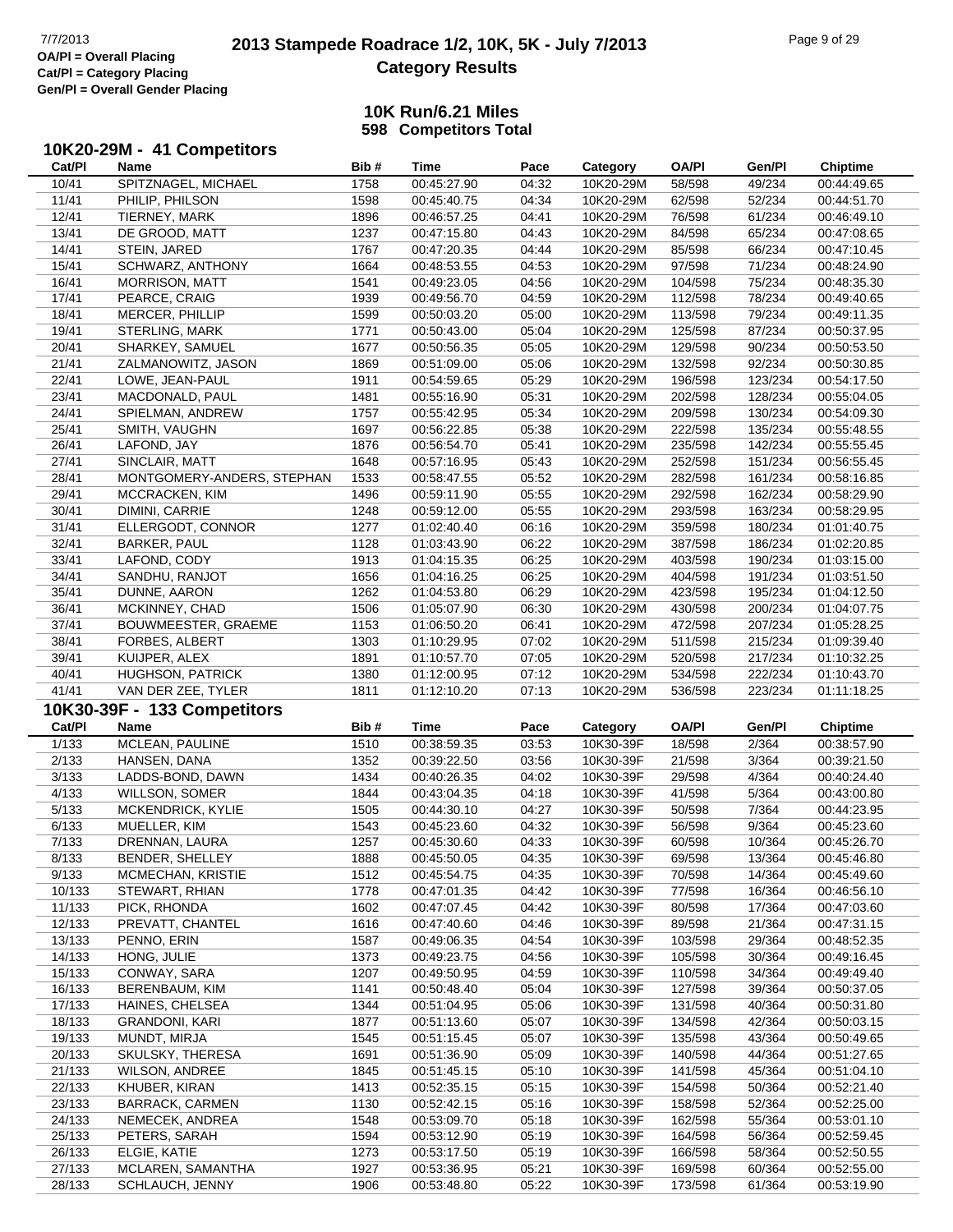# 2013 Stampede Roadrace 1/2, 10K, 5K - July 7/2013

## Category Results

OA/Pl = Overall Placing
Cat/Pl = Category Placing
Gen/Pl = Overall Gender Placing

### 10K Run/6.21 Miles
### 598 Competitors Total

### 10K20-29M - 41 Competitors

| Cat/Pl | Name | Bib # | Time | Pace | Category | OA/Pl | Gen/Pl | Chiptime |
|---|---|---|---|---|---|---|---|---|
| 10/41 | SPITZNAGEL, MICHAEL | 1758 | 00:45:27.90 | 04:32 | 10K20-29M | 58/598 | 49/234 | 00:44:49.65 |
| 11/41 | PHILIP, PHILSON | 1598 | 00:45:40.75 | 04:34 | 10K20-29M | 62/598 | 52/234 | 00:44:51.70 |
| 12/41 | TIERNEY, MARK | 1896 | 00:46:57.25 | 04:41 | 10K20-29M | 76/598 | 61/234 | 00:46:49.10 |
| 13/41 | DE GROOD, MATT | 1237 | 00:47:15.80 | 04:43 | 10K20-29M | 84/598 | 65/234 | 00:47:08.65 |
| 14/41 | STEIN, JARED | 1767 | 00:47:20.35 | 04:44 | 10K20-29M | 85/598 | 66/234 | 00:47:10.45 |
| 15/41 | SCHWARZ, ANTHONY | 1664 | 00:48:53.55 | 04:53 | 10K20-29M | 97/598 | 71/234 | 00:48:24.90 |
| 16/41 | MORRISON, MATT | 1541 | 00:49:23.05 | 04:56 | 10K20-29M | 104/598 | 75/234 | 00:48:35.30 |
| 17/41 | PEARCE, CRAIG | 1939 | 00:49:56.70 | 04:59 | 10K20-29M | 112/598 | 78/234 | 00:49:40.65 |
| 18/41 | MERCER, PHILLIP | 1599 | 00:50:03.20 | 05:00 | 10K20-29M | 113/598 | 79/234 | 00:49:11.35 |
| 19/41 | STERLING, MARK | 1771 | 00:50:43.00 | 05:04 | 10K20-29M | 125/598 | 87/234 | 00:50:37.95 |
| 20/41 | SHARKEY, SAMUEL | 1677 | 00:50:56.35 | 05:05 | 10K20-29M | 129/598 | 90/234 | 00:50:53.50 |
| 21/41 | ZALMANOWITZ, JASON | 1869 | 00:51:09.00 | 05:06 | 10K20-29M | 132/598 | 92/234 | 00:50:30.85 |
| 22/41 | LOWE, JEAN-PAUL | 1911 | 00:54:59.65 | 05:29 | 10K20-29M | 196/598 | 123/234 | 00:54:17.50 |
| 23/41 | MACDONALD, PAUL | 1481 | 00:55:16.90 | 05:31 | 10K20-29M | 202/598 | 128/234 | 00:55:04.05 |
| 24/41 | SPIELMAN, ANDREW | 1757 | 00:55:42.95 | 05:34 | 10K20-29M | 209/598 | 130/234 | 00:54:09.30 |
| 25/41 | SMITH, VAUGHN | 1697 | 00:56:22.85 | 05:38 | 10K20-29M | 222/598 | 135/234 | 00:55:48.55 |
| 26/41 | LAFOND, JAY | 1876 | 00:56:54.70 | 05:41 | 10K20-29M | 235/598 | 142/234 | 00:55:55.45 |
| 27/41 | SINCLAIR, MATT | 1648 | 00:57:16.95 | 05:43 | 10K20-29M | 252/598 | 151/234 | 00:56:55.45 |
| 28/41 | MONTGOMERY-ANDERS, STEPHAN | 1533 | 00:58:47.55 | 05:52 | 10K20-29M | 282/598 | 161/234 | 00:58:16.85 |
| 29/41 | MCCRACKEN, KIM | 1496 | 00:59:11.90 | 05:55 | 10K20-29M | 292/598 | 162/234 | 00:58:29.90 |
| 30/41 | DIMINI, CARRIE | 1248 | 00:59:12.00 | 05:55 | 10K20-29M | 293/598 | 163/234 | 00:58:29.95 |
| 31/41 | ELLERGODT, CONNOR | 1277 | 01:02:40.40 | 06:16 | 10K20-29M | 359/598 | 180/234 | 01:01:40.75 |
| 32/41 | BARKER, PAUL | 1128 | 01:03:43.90 | 06:22 | 10K20-29M | 387/598 | 186/234 | 01:02:20.85 |
| 33/41 | LAFOND, CODY | 1913 | 01:04:15.35 | 06:25 | 10K20-29M | 403/598 | 190/234 | 01:03:15.00 |
| 34/41 | SANDHU, RANJOT | 1656 | 01:04:16.25 | 06:25 | 10K20-29M | 404/598 | 191/234 | 01:03:51.50 |
| 35/41 | DUNNE, AARON | 1262 | 01:04:53.80 | 06:29 | 10K20-29M | 423/598 | 195/234 | 01:04:12.50 |
| 36/41 | MCKINNEY, CHAD | 1506 | 01:05:07.90 | 06:30 | 10K20-29M | 430/598 | 200/234 | 01:04:07.75 |
| 37/41 | BOUWMEESTER, GRAEME | 1153 | 01:06:50.20 | 06:41 | 10K20-29M | 472/598 | 207/234 | 01:05:28.25 |
| 38/41 | FORBES, ALBERT | 1303 | 01:10:29.95 | 07:02 | 10K20-29M | 511/598 | 215/234 | 01:09:39.40 |
| 39/41 | KUIJPER, ALEX | 1891 | 01:10:57.70 | 07:05 | 10K20-29M | 520/598 | 217/234 | 01:10:32.25 |
| 40/41 | HUGHSON, PATRICK | 1380 | 01:12:00.95 | 07:12 | 10K20-29M | 534/598 | 222/234 | 01:10:43.70 |
| 41/41 | VAN DER ZEE, TYLER | 1811 | 01:12:10.20 | 07:13 | 10K20-29M | 536/598 | 223/234 | 01:11:18.25 |

### 10K30-39F - 133 Competitors

| Cat/Pl | Name | Bib # | Time | Pace | Category | OA/Pl | Gen/Pl | Chiptime |
|---|---|---|---|---|---|---|---|---|
| 1/133 | MCLEAN, PAULINE | 1510 | 00:38:59.35 | 03:53 | 10K30-39F | 18/598 | 2/364 | 00:38:57.90 |
| 2/133 | HANSEN, DANA | 1352 | 00:39:22.50 | 03:56 | 10K30-39F | 21/598 | 3/364 | 00:39:21.50 |
| 3/133 | LADDS-BOND, DAWN | 1434 | 00:40:26.35 | 04:02 | 10K30-39F | 29/598 | 4/364 | 00:40:24.40 |
| 4/133 | WILLSON, SOMER | 1844 | 00:43:04.35 | 04:18 | 10K30-39F | 41/598 | 5/364 | 00:43:00.80 |
| 5/133 | MCKENDRICK, KYLIE | 1505 | 00:44:30.10 | 04:27 | 10K30-39F | 50/598 | 7/364 | 00:44:23.95 |
| 6/133 | MUELLER, KIM | 1543 | 00:45:23.60 | 04:32 | 10K30-39F | 56/598 | 9/364 | 00:45:23.60 |
| 7/133 | DRENNAN, LAURA | 1257 | 00:45:30.60 | 04:33 | 10K30-39F | 60/598 | 10/364 | 00:45:26.70 |
| 8/133 | BENDER, SHELLEY | 1888 | 00:45:50.05 | 04:35 | 10K30-39F | 69/598 | 13/364 | 00:45:46.80 |
| 9/133 | MCMECHAN, KRISTIE | 1512 | 00:45:54.75 | 04:35 | 10K30-39F | 70/598 | 14/364 | 00:45:49.60 |
| 10/133 | STEWART, RHIAN | 1778 | 00:47:01.35 | 04:42 | 10K30-39F | 77/598 | 16/364 | 00:46:56.10 |
| 11/133 | PICK, RHONDA | 1602 | 00:47:07.45 | 04:42 | 10K30-39F | 80/598 | 17/364 | 00:47:03.60 |
| 12/133 | PREVATT, CHANTEL | 1616 | 00:47:40.60 | 04:46 | 10K30-39F | 89/598 | 21/364 | 00:47:31.15 |
| 13/133 | PENNO, ERIN | 1587 | 00:49:06.35 | 04:54 | 10K30-39F | 103/598 | 29/364 | 00:48:52.35 |
| 14/133 | HONG, JULIE | 1373 | 00:49:23.75 | 04:56 | 10K30-39F | 105/598 | 30/364 | 00:49:16.45 |
| 15/133 | CONWAY, SARA | 1207 | 00:49:50.95 | 04:59 | 10K30-39F | 110/598 | 34/364 | 00:49:49.40 |
| 16/133 | BERENBAUM, KIM | 1141 | 00:50:48.40 | 05:04 | 10K30-39F | 127/598 | 39/364 | 00:50:37.05 |
| 17/133 | HAINES, CHELSEA | 1344 | 00:51:04.95 | 05:06 | 10K30-39F | 131/598 | 40/364 | 00:50:31.80 |
| 18/133 | GRANDONI, KARI | 1877 | 00:51:13.60 | 05:07 | 10K30-39F | 134/598 | 42/364 | 00:50:03.15 |
| 19/133 | MUNDT, MIRJA | 1545 | 00:51:15.45 | 05:07 | 10K30-39F | 135/598 | 43/364 | 00:50:49.65 |
| 20/133 | SKULSKY, THERESA | 1691 | 00:51:36.90 | 05:09 | 10K30-39F | 140/598 | 44/364 | 00:51:27.65 |
| 21/133 | WILSON, ANDREE | 1845 | 00:51:45.15 | 05:10 | 10K30-39F | 141/598 | 45/364 | 00:51:04.10 |
| 22/133 | KHUBER, KIRAN | 1413 | 00:52:35.15 | 05:15 | 10K30-39F | 154/598 | 50/364 | 00:52:21.40 |
| 23/133 | BARRACK, CARMEN | 1130 | 00:52:42.15 | 05:16 | 10K30-39F | 158/598 | 52/364 | 00:52:25.00 |
| 24/133 | NEMECEK, ANDREA | 1548 | 00:53:09.70 | 05:18 | 10K30-39F | 162/598 | 55/364 | 00:53:01.10 |
| 25/133 | PETERS, SARAH | 1594 | 00:53:12.90 | 05:19 | 10K30-39F | 164/598 | 56/364 | 00:52:59.45 |
| 26/133 | ELGIE, KATIE | 1273 | 00:53:17.50 | 05:19 | 10K30-39F | 166/598 | 58/364 | 00:52:50.55 |
| 27/133 | MCLAREN, SAMANTHA | 1927 | 00:53:36.95 | 05:21 | 10K30-39F | 169/598 | 60/364 | 00:52:55.00 |
| 28/133 | SCHLAUCH, JENNY | 1906 | 00:53:48.80 | 05:22 | 10K30-39F | 173/598 | 61/364 | 00:53:19.90 |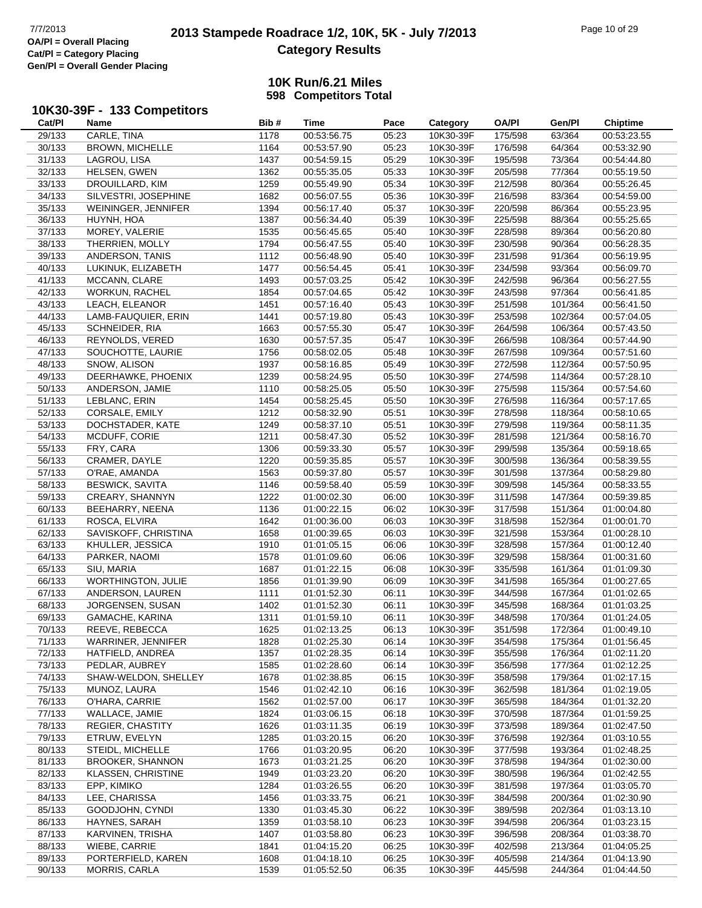# 2013 Stampede Roadrace 1/2, 10K, 5K - July 7/2013
## Category Results

7/7/2013
OA/Pl = Overall Placing
Cat/Pl = Category Placing
Gen/Pl = Overall Gender Placing

### 10K Run/6.21 Miles
### 598 Competitors Total

### 10K30-39F - 133 Competitors

| Cat/Pl | Name | Bib # | Time | Pace | Category | OA/Pl | Gen/Pl | Chiptime |
|---|---|---|---|---|---|---|---|---|
| 29/133 | CARLE, TINA | 1178 | 00:53:56.75 | 05:23 | 10K30-39F | 175/598 | 63/364 | 00:53:23.55 |
| 30/133 | BROWN, MICHELLE | 1164 | 00:53:57.90 | 05:23 | 10K30-39F | 176/598 | 64/364 | 00:53:32.90 |
| 31/133 | LAGROU, LISA | 1437 | 00:54:59.15 | 05:29 | 10K30-39F | 195/598 | 73/364 | 00:54:44.80 |
| 32/133 | HELSEN, GWEN | 1362 | 00:55:35.05 | 05:33 | 10K30-39F | 205/598 | 77/364 | 00:55:19.50 |
| 33/133 | DROUILLARD, KIM | 1259 | 00:55:49.90 | 05:34 | 10K30-39F | 212/598 | 80/364 | 00:55:26.45 |
| 34/133 | SILVESTRI, JOSEPHINE | 1682 | 00:56:07.55 | 05:36 | 10K30-39F | 216/598 | 83/364 | 00:54:59.00 |
| 35/133 | WEININGER, JENNIFER | 1394 | 00:56:17.40 | 05:37 | 10K30-39F | 220/598 | 86/364 | 00:55:23.95 |
| 36/133 | HUYNH, HOA | 1387 | 00:56:34.40 | 05:39 | 10K30-39F | 225/598 | 88/364 | 00:55:25.65 |
| 37/133 | MOREY, VALERIE | 1535 | 00:56:45.65 | 05:40 | 10K30-39F | 228/598 | 89/364 | 00:56:20.80 |
| 38/133 | THERRIEN, MOLLY | 1794 | 00:56:47.55 | 05:40 | 10K30-39F | 230/598 | 90/364 | 00:56:28.35 |
| 39/133 | ANDERSON, TANIS | 1112 | 00:56:48.90 | 05:40 | 10K30-39F | 231/598 | 91/364 | 00:56:19.95 |
| 40/133 | LUKINUK, ELIZABETH | 1477 | 00:56:54.45 | 05:41 | 10K30-39F | 234/598 | 93/364 | 00:56:09.70 |
| 41/133 | MCCANN, CLARE | 1493 | 00:57:03.25 | 05:42 | 10K30-39F | 242/598 | 96/364 | 00:56:27.55 |
| 42/133 | WORKUN, RACHEL | 1854 | 00:57:04.65 | 05:42 | 10K30-39F | 243/598 | 97/364 | 00:56:41.85 |
| 43/133 | LEACH, ELEANOR | 1451 | 00:57:16.40 | 05:43 | 10K30-39F | 251/598 | 101/364 | 00:56:41.50 |
| 44/133 | LAMB-FAUQUIER, ERIN | 1441 | 00:57:19.80 | 05:43 | 10K30-39F | 253/598 | 102/364 | 00:57:04.05 |
| 45/133 | SCHNEIDER, RIA | 1663 | 00:57:55.30 | 05:47 | 10K30-39F | 264/598 | 106/364 | 00:57:43.50 |
| 46/133 | REYNOLDS, VERED | 1630 | 00:57:57.35 | 05:47 | 10K30-39F | 266/598 | 108/364 | 00:57:44.90 |
| 47/133 | SOUCHOTTE, LAURIE | 1756 | 00:58:02.05 | 05:48 | 10K30-39F | 267/598 | 109/364 | 00:57:51.60 |
| 48/133 | SNOW, ALISON | 1937 | 00:58:16.85 | 05:49 | 10K30-39F | 272/598 | 112/364 | 00:57:50.95 |
| 49/133 | DEERHAWKE, PHOENIX | 1239 | 00:58:24.95 | 05:50 | 10K30-39F | 274/598 | 114/364 | 00:57:28.10 |
| 50/133 | ANDERSON, JAMIE | 1110 | 00:58:25.05 | 05:50 | 10K30-39F | 275/598 | 115/364 | 00:57:54.60 |
| 51/133 | LEBLANC, ERIN | 1454 | 00:58:25.45 | 05:50 | 10K30-39F | 276/598 | 116/364 | 00:57:17.65 |
| 52/133 | CORSALE, EMILY | 1212 | 00:58:32.90 | 05:51 | 10K30-39F | 278/598 | 118/364 | 00:58:10.65 |
| 53/133 | DOCHSTADER, KATE | 1249 | 00:58:37.10 | 05:51 | 10K30-39F | 279/598 | 119/364 | 00:58:11.35 |
| 54/133 | MCDUFF, CORIE | 1211 | 00:58:47.30 | 05:52 | 10K30-39F | 281/598 | 121/364 | 00:58:16.70 |
| 55/133 | FRY, CARA | 1306 | 00:59:33.30 | 05:57 | 10K30-39F | 299/598 | 135/364 | 00:59:18.65 |
| 56/133 | CRAMER, DAYLE | 1220 | 00:59:35.85 | 05:57 | 10K30-39F | 300/598 | 136/364 | 00:58:39.55 |
| 57/133 | O'RAE, AMANDA | 1563 | 00:59:37.80 | 05:57 | 10K30-39F | 301/598 | 137/364 | 00:58:29.80 |
| 58/133 | BESWICK, SAVITA | 1146 | 00:59:58.40 | 05:59 | 10K30-39F | 309/598 | 145/364 | 00:58:33.55 |
| 59/133 | CREARY, SHANNYN | 1222 | 01:00:02.30 | 06:00 | 10K30-39F | 311/598 | 147/364 | 00:59:39.85 |
| 60/133 | BEEHARRY, NEENA | 1136 | 01:00:22.15 | 06:02 | 10K30-39F | 317/598 | 151/364 | 01:00:04.80 |
| 61/133 | ROSCA, ELVIRA | 1642 | 01:00:36.00 | 06:03 | 10K30-39F | 318/598 | 152/364 | 01:00:01.70 |
| 62/133 | SAVISKOFF, CHRISTINA | 1658 | 01:00:39.65 | 06:03 | 10K30-39F | 321/598 | 153/364 | 01:00:28.10 |
| 63/133 | KHULLER, JESSICA | 1910 | 01:01:05.15 | 06:06 | 10K30-39F | 328/598 | 157/364 | 01:00:12.40 |
| 64/133 | PARKER, NAOMI | 1578 | 01:01:09.60 | 06:06 | 10K30-39F | 329/598 | 158/364 | 01:00:31.60 |
| 65/133 | SIU, MARIA | 1687 | 01:01:22.15 | 06:08 | 10K30-39F | 335/598 | 161/364 | 01:01:09.30 |
| 66/133 | WORTHINGTON, JULIE | 1856 | 01:01:39.90 | 06:09 | 10K30-39F | 341/598 | 165/364 | 01:00:27.65 |
| 67/133 | ANDERSON, LAUREN | 1111 | 01:01:52.30 | 06:11 | 10K30-39F | 344/598 | 167/364 | 01:01:02.65 |
| 68/133 | JORGENSEN, SUSAN | 1402 | 01:01:52.30 | 06:11 | 10K30-39F | 345/598 | 168/364 | 01:01:03.25 |
| 69/133 | GAMACHE, KARINA | 1311 | 01:01:59.10 | 06:11 | 10K30-39F | 348/598 | 170/364 | 01:01:24.05 |
| 70/133 | REEVE, REBECCA | 1625 | 01:02:13.25 | 06:13 | 10K30-39F | 351/598 | 172/364 | 01:00:49.10 |
| 71/133 | WARRINER, JENNIFER | 1828 | 01:02:25.30 | 06:14 | 10K30-39F | 354/598 | 175/364 | 01:01:56.45 |
| 72/133 | HATFIELD, ANDREA | 1357 | 01:02:28.35 | 06:14 | 10K30-39F | 355/598 | 176/364 | 01:02:11.20 |
| 73/133 | PEDLAR, AUBREY | 1585 | 01:02:28.60 | 06:14 | 10K30-39F | 356/598 | 177/364 | 01:02:12.25 |
| 74/133 | SHAW-WELDON, SHELLEY | 1678 | 01:02:38.85 | 06:15 | 10K30-39F | 358/598 | 179/364 | 01:02:17.15 |
| 75/133 | MUNOZ, LAURA | 1546 | 01:02:42.10 | 06:16 | 10K30-39F | 362/598 | 181/364 | 01:02:19.05 |
| 76/133 | O'HARA, CARRIE | 1562 | 01:02:57.00 | 06:17 | 10K30-39F | 365/598 | 184/364 | 01:01:32.20 |
| 77/133 | WALLACE, JAMIE | 1824 | 01:03:06.15 | 06:18 | 10K30-39F | 370/598 | 187/364 | 01:01:59.25 |
| 78/133 | REGIER, CHASTITY | 1626 | 01:03:11.35 | 06:19 | 10K30-39F | 373/598 | 189/364 | 01:02:47.50 |
| 79/133 | ETRUW, EVELYN | 1285 | 01:03:20.15 | 06:20 | 10K30-39F | 376/598 | 192/364 | 01:03:10.55 |
| 80/133 | STEIDL, MICHELLE | 1766 | 01:03:20.95 | 06:20 | 10K30-39F | 377/598 | 193/364 | 01:02:48.25 |
| 81/133 | BROOKER, SHANNON | 1673 | 01:03:21.25 | 06:20 | 10K30-39F | 378/598 | 194/364 | 01:02:30.00 |
| 82/133 | KLASSEN, CHRISTINE | 1949 | 01:03:23.20 | 06:20 | 10K30-39F | 380/598 | 196/364 | 01:02:42.55 |
| 83/133 | EPP, KIMIKO | 1284 | 01:03:26.55 | 06:20 | 10K30-39F | 381/598 | 197/364 | 01:03:05.70 |
| 84/133 | LEE, CHARISSA | 1456 | 01:03:33.75 | 06:21 | 10K30-39F | 384/598 | 200/364 | 01:02:30.90 |
| 85/133 | GOODJOHN, CYNDI | 1330 | 01:03:45.30 | 06:22 | 10K30-39F | 389/598 | 202/364 | 01:03:13.10 |
| 86/133 | HAYNES, SARAH | 1359 | 01:03:58.10 | 06:23 | 10K30-39F | 394/598 | 206/364 | 01:03:23.15 |
| 87/133 | KARVINEN, TRISHA | 1407 | 01:03:58.80 | 06:23 | 10K30-39F | 396/598 | 208/364 | 01:03:38.70 |
| 88/133 | WIEBE, CARRIE | 1841 | 01:04:15.20 | 06:25 | 10K30-39F | 402/598 | 213/364 | 01:04:05.25 |
| 89/133 | PORTERFIELD, KAREN | 1608 | 01:04:18.10 | 06:25 | 10K30-39F | 405/598 | 214/364 | 01:04:13.90 |
| 90/133 | MORRIS, CARLA | 1539 | 01:05:52.50 | 06:35 | 10K30-39F | 445/598 | 244/364 | 01:04:44.50 |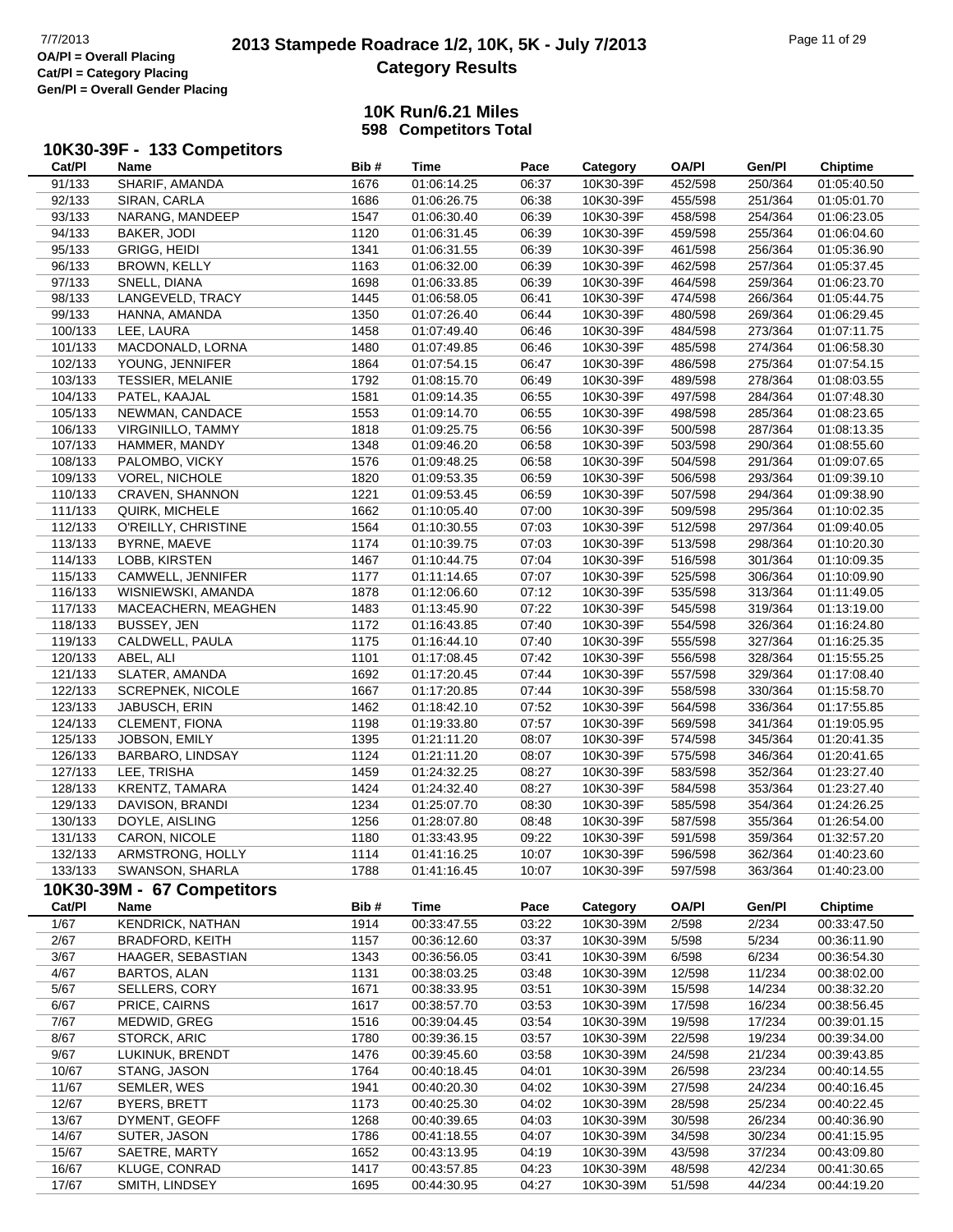OA/Pl = Overall Placing
Cat/Pl = Category Placing
Gen/Pl = Overall Gender Placing

# 2013 Stampede Roadrace 1/2, 10K, 5K - July 7/2013
## Category Results

### 10K Run/6.21 Miles
### 598 Competitors Total

### 10K30-39F - 133 Competitors

| Cat/Pl | Name | Bib # | Time | Pace | Category | OA/Pl | Gen/Pl | Chiptime |
|---|---|---|---|---|---|---|---|---|
| 91/133 | SHARIF, AMANDA | 1676 | 01:06:14.25 | 06:37 | 10K30-39F | 452/598 | 250/364 | 01:05:40.50 |
| 92/133 | SIRAN, CARLA | 1686 | 01:06:26.75 | 06:38 | 10K30-39F | 455/598 | 251/364 | 01:05:01.70 |
| 93/133 | NARANG, MANDEEP | 1547 | 01:06:30.40 | 06:39 | 10K30-39F | 458/598 | 254/364 | 01:06:23.05 |
| 94/133 | BAKER, JODI | 1120 | 01:06:31.45 | 06:39 | 10K30-39F | 459/598 | 255/364 | 01:06:04.60 |
| 95/133 | GRIGG, HEIDI | 1341 | 01:06:31.55 | 06:39 | 10K30-39F | 461/598 | 256/364 | 01:05:36.90 |
| 96/133 | BROWN, KELLY | 1163 | 01:06:32.00 | 06:39 | 10K30-39F | 462/598 | 257/364 | 01:05:37.45 |
| 97/133 | SNELL, DIANA | 1698 | 01:06:33.85 | 06:39 | 10K30-39F | 464/598 | 259/364 | 01:06:23.70 |
| 98/133 | LANGEVELD, TRACY | 1445 | 01:06:58.05 | 06:41 | 10K30-39F | 474/598 | 266/364 | 01:05:44.75 |
| 99/133 | HANNA, AMANDA | 1350 | 01:07:26.40 | 06:44 | 10K30-39F | 480/598 | 269/364 | 01:06:29.45 |
| 100/133 | LEE, LAURA | 1458 | 01:07:49.40 | 06:46 | 10K30-39F | 484/598 | 273/364 | 01:07:11.75 |
| 101/133 | MACDONALD, LORNA | 1480 | 01:07:49.85 | 06:46 | 10K30-39F | 485/598 | 274/364 | 01:06:58.30 |
| 102/133 | YOUNG, JENNIFER | 1864 | 01:07:54.15 | 06:47 | 10K30-39F | 486/598 | 275/364 | 01:07:54.15 |
| 103/133 | TESSIER, MELANIE | 1792 | 01:08:15.70 | 06:49 | 10K30-39F | 489/598 | 278/364 | 01:08:03.55 |
| 104/133 | PATEL, KAAJAL | 1581 | 01:09:14.35 | 06:55 | 10K30-39F | 497/598 | 284/364 | 01:07:48.30 |
| 105/133 | NEWMAN, CANDACE | 1553 | 01:09:14.70 | 06:55 | 10K30-39F | 498/598 | 285/364 | 01:08:23.65 |
| 106/133 | VIRGINILLO, TAMMY | 1818 | 01:09:25.75 | 06:56 | 10K30-39F | 500/598 | 287/364 | 01:08:13.35 |
| 107/133 | HAMMER, MANDY | 1348 | 01:09:46.20 | 06:58 | 10K30-39F | 503/598 | 290/364 | 01:08:55.60 |
| 108/133 | PALOMBO, VICKY | 1576 | 01:09:48.25 | 06:58 | 10K30-39F | 504/598 | 291/364 | 01:09:07.65 |
| 109/133 | VOREL, NICHOLE | 1820 | 01:09:53.35 | 06:59 | 10K30-39F | 506/598 | 293/364 | 01:09:39.10 |
| 110/133 | CRAVEN, SHANNON | 1221 | 01:09:53.45 | 06:59 | 10K30-39F | 507/598 | 294/364 | 01:09:38.90 |
| 111/133 | QUIRK, MICHELE | 1662 | 01:10:05.40 | 07:00 | 10K30-39F | 509/598 | 295/364 | 01:10:02.35 |
| 112/133 | O'REILLY, CHRISTINE | 1564 | 01:10:30.55 | 07:03 | 10K30-39F | 512/598 | 297/364 | 01:09:40.05 |
| 113/133 | BYRNE, MAEVE | 1174 | 01:10:39.75 | 07:03 | 10K30-39F | 513/598 | 298/364 | 01:10:20.30 |
| 114/133 | LOBB, KIRSTEN | 1467 | 01:10:44.75 | 07:04 | 10K30-39F | 516/598 | 301/364 | 01:10:09.35 |
| 115/133 | CAMWELL, JENNIFER | 1177 | 01:11:14.65 | 07:07 | 10K30-39F | 525/598 | 306/364 | 01:10:09.90 |
| 116/133 | WISNIEWSKI, AMANDA | 1878 | 01:12:06.60 | 07:12 | 10K30-39F | 535/598 | 313/364 | 01:11:49.05 |
| 117/133 | MACEACHERN, MEAGHEN | 1483 | 01:13:45.90 | 07:22 | 10K30-39F | 545/598 | 319/364 | 01:13:19.00 |
| 118/133 | BUSSEY, JEN | 1172 | 01:16:43.85 | 07:40 | 10K30-39F | 554/598 | 326/364 | 01:16:24.80 |
| 119/133 | CALDWELL, PAULA | 1175 | 01:16:44.10 | 07:40 | 10K30-39F | 555/598 | 327/364 | 01:16:25.35 |
| 120/133 | ABEL, ALI | 1101 | 01:17:08.45 | 07:42 | 10K30-39F | 556/598 | 328/364 | 01:15:55.25 |
| 121/133 | SLATER, AMANDA | 1692 | 01:17:20.45 | 07:44 | 10K30-39F | 557/598 | 329/364 | 01:17:08.40 |
| 122/133 | SCREPNEK, NICOLE | 1667 | 01:17:20.85 | 07:44 | 10K30-39F | 558/598 | 330/364 | 01:15:58.70 |
| 123/133 | JABUSCH, ERIN | 1462 | 01:18:42.10 | 07:52 | 10K30-39F | 564/598 | 336/364 | 01:17:55.85 |
| 124/133 | CLEMENT, FIONA | 1198 | 01:19:33.80 | 07:57 | 10K30-39F | 569/598 | 341/364 | 01:19:05.95 |
| 125/133 | JOBSON, EMILY | 1395 | 01:21:11.20 | 08:07 | 10K30-39F | 574/598 | 345/364 | 01:20:41.35 |
| 126/133 | BARBARO, LINDSAY | 1124 | 01:21:11.20 | 08:07 | 10K30-39F | 575/598 | 346/364 | 01:20:41.65 |
| 127/133 | LEE, TRISHA | 1459 | 01:24:32.25 | 08:27 | 10K30-39F | 583/598 | 352/364 | 01:23:27.40 |
| 128/133 | KRENTZ, TAMARA | 1424 | 01:24:32.40 | 08:27 | 10K30-39F | 584/598 | 353/364 | 01:23:27.40 |
| 129/133 | DAVISON, BRANDI | 1234 | 01:25:07.70 | 08:30 | 10K30-39F | 585/598 | 354/364 | 01:24:26.25 |
| 130/133 | DOYLE, AISLING | 1256 | 01:28:07.80 | 08:48 | 10K30-39F | 587/598 | 355/364 | 01:26:54.00 |
| 131/133 | CARON, NICOLE | 1180 | 01:33:43.95 | 09:22 | 10K30-39F | 591/598 | 359/364 | 01:32:57.20 |
| 132/133 | ARMSTRONG, HOLLY | 1114 | 01:41:16.25 | 10:07 | 10K30-39F | 596/598 | 362/364 | 01:40:23.60 |
| 133/133 | SWANSON, SHARLA | 1788 | 01:41:16.45 | 10:07 | 10K30-39F | 597/598 | 363/364 | 01:40:23.00 |

### 10K30-39M - 67 Competitors

| Cat/Pl | Name | Bib # | Time | Pace | Category | OA/Pl | Gen/Pl | Chiptime |
|---|---|---|---|---|---|---|---|---|
| 1/67 | KENDRICK, NATHAN | 1914 | 00:33:47.55 | 03:22 | 10K30-39M | 2/598 | 2/234 | 00:33:47.50 |
| 2/67 | BRADFORD, KEITH | 1157 | 00:36:12.60 | 03:37 | 10K30-39M | 5/598 | 5/234 | 00:36:11.90 |
| 3/67 | HAAGER, SEBASTIAN | 1343 | 00:36:56.05 | 03:41 | 10K30-39M | 6/598 | 6/234 | 00:36:54.30 |
| 4/67 | BARTOS, ALAN | 1131 | 00:38:03.25 | 03:48 | 10K30-39M | 12/598 | 11/234 | 00:38:02.00 |
| 5/67 | SELLERS, CORY | 1671 | 00:38:33.95 | 03:51 | 10K30-39M | 15/598 | 14/234 | 00:38:32.20 |
| 6/67 | PRICE, CAIRNS | 1617 | 00:38:57.70 | 03:53 | 10K30-39M | 17/598 | 16/234 | 00:38:56.45 |
| 7/67 | MEDWID, GREG | 1516 | 00:39:04.45 | 03:54 | 10K30-39M | 19/598 | 17/234 | 00:39:01.15 |
| 8/67 | STORCK, ARIC | 1780 | 00:39:36.15 | 03:57 | 10K30-39M | 22/598 | 19/234 | 00:39:34.00 |
| 9/67 | LUKINUK, BRENDT | 1476 | 00:39:45.60 | 03:58 | 10K30-39M | 24/598 | 21/234 | 00:39:43.85 |
| 10/67 | STANG, JASON | 1764 | 00:40:18.45 | 04:01 | 10K30-39M | 26/598 | 23/234 | 00:40:14.55 |
| 11/67 | SEMLER, WES | 1941 | 00:40:20.30 | 04:02 | 10K30-39M | 27/598 | 24/234 | 00:40:16.45 |
| 12/67 | BYERS, BRETT | 1173 | 00:40:25.30 | 04:02 | 10K30-39M | 28/598 | 25/234 | 00:40:22.45 |
| 13/67 | DYMENT, GEOFF | 1268 | 00:40:39.65 | 04:03 | 10K30-39M | 30/598 | 26/234 | 00:40:36.90 |
| 14/67 | SUTER, JASON | 1786 | 00:41:18.55 | 04:07 | 10K30-39M | 34/598 | 30/234 | 00:41:15.95 |
| 15/67 | SAETRE, MARTY | 1652 | 00:43:13.95 | 04:19 | 10K30-39M | 43/598 | 37/234 | 00:43:09.80 |
| 16/67 | KLUGE, CONRAD | 1417 | 00:43:57.85 | 04:23 | 10K30-39M | 48/598 | 42/234 | 00:41:30.65 |
| 17/67 | SMITH, LINDSEY | 1695 | 00:44:30.95 | 04:27 | 10K30-39M | 51/598 | 44/234 | 00:44:19.20 |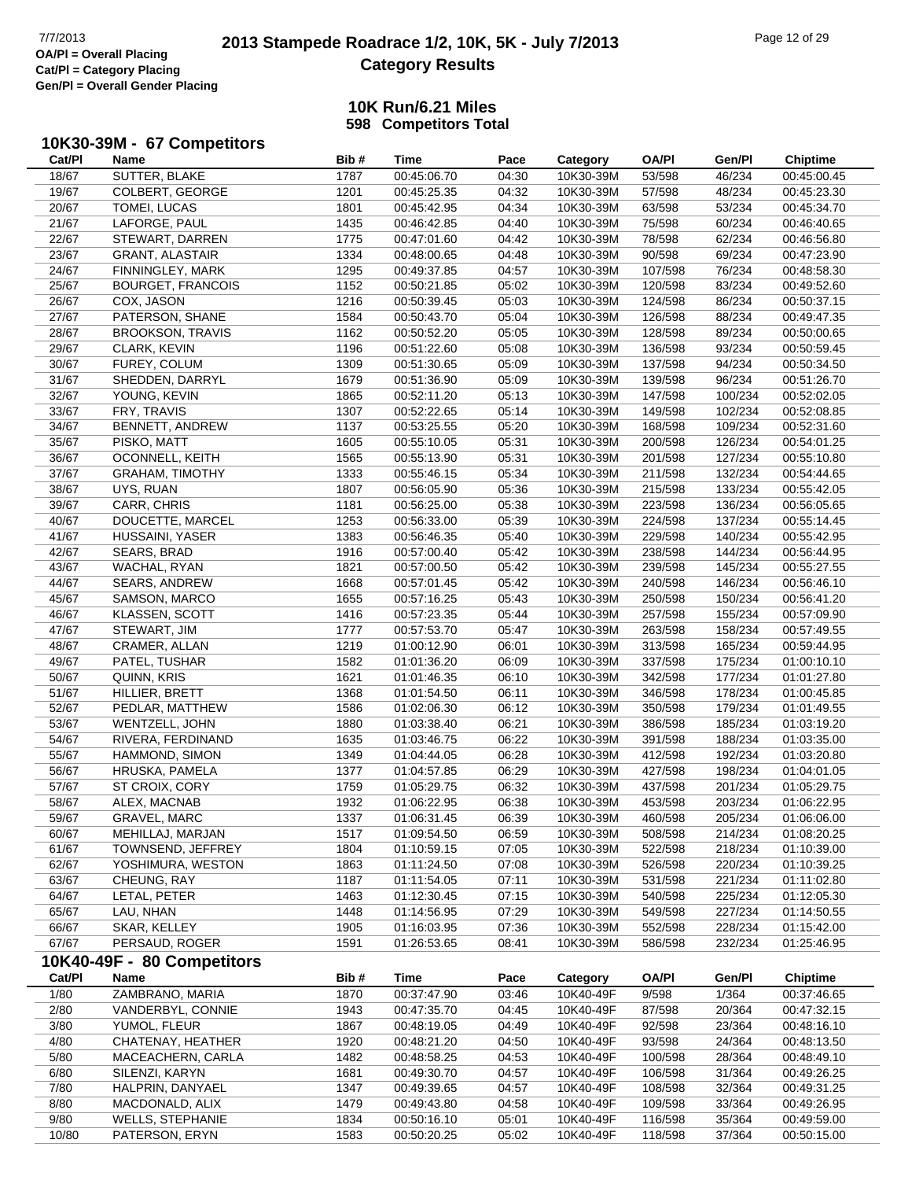# 2013 Stampede Roadrace 1/2, 10K, 5K - July 7/2013
## Category Results

OA/Pl = Overall Placing
Cat/Pl = Category Placing
Gen/Pl = Overall Gender Placing

**10K Run/6.21 Miles**
**598 Competitors Total**

### 10K30-39M - 67 Competitors

| Cat/Pl | Name | Bib # | Time | Pace | Category | OA/Pl | Gen/Pl | Chiptime |
|---|---|---|---|---|---|---|---|---|
| 18/67 | SUTTER, BLAKE | 1787 | 00:45:06.70 | 04:30 | 10K30-39M | 53/598 | 46/234 | 00:45:00.45 |
| 19/67 | COLBERT, GEORGE | 1201 | 00:45:25.35 | 04:32 | 10K30-39M | 57/598 | 48/234 | 00:45:23.30 |
| 20/67 | TOMEI, LUCAS | 1801 | 00:45:42.95 | 04:34 | 10K30-39M | 63/598 | 53/234 | 00:45:34.70 |
| 21/67 | LAFORGE, PAUL | 1435 | 00:46:42.85 | 04:40 | 10K30-39M | 75/598 | 60/234 | 00:46:40.65 |
| 22/67 | STEWART, DARREN | 1775 | 00:47:01.60 | 04:42 | 10K30-39M | 78/598 | 62/234 | 00:46:56.80 |
| 23/67 | GRANT, ALASTAIR | 1334 | 00:48:00.65 | 04:48 | 10K30-39M | 90/598 | 69/234 | 00:47:23.90 |
| 24/67 | FINNINGLEY, MARK | 1295 | 00:49:37.85 | 04:57 | 10K30-39M | 107/598 | 76/234 | 00:48:58.30 |
| 25/67 | BOURGET, FRANCOIS | 1152 | 00:50:21.85 | 05:02 | 10K30-39M | 120/598 | 83/234 | 00:49:52.60 |
| 26/67 | COX, JASON | 1216 | 00:50:39.45 | 05:03 | 10K30-39M | 124/598 | 86/234 | 00:50:37.15 |
| 27/67 | PATERSON, SHANE | 1584 | 00:50:43.70 | 05:04 | 10K30-39M | 126/598 | 88/234 | 00:49:47.35 |
| 28/67 | BROOKSON, TRAVIS | 1162 | 00:50:52.20 | 05:05 | 10K30-39M | 128/598 | 89/234 | 00:50:00.65 |
| 29/67 | CLARK, KEVIN | 1196 | 00:51:22.60 | 05:08 | 10K30-39M | 136/598 | 93/234 | 00:50:59.45 |
| 30/67 | FUREY, COLUM | 1309 | 00:51:30.65 | 05:09 | 10K30-39M | 137/598 | 94/234 | 00:50:34.50 |
| 31/67 | SHEDDEN, DARRYL | 1679 | 00:51:36.90 | 05:09 | 10K30-39M | 139/598 | 96/234 | 00:51:26.70 |
| 32/67 | YOUNG, KEVIN | 1865 | 00:52:11.20 | 05:13 | 10K30-39M | 147/598 | 100/234 | 00:52:02.05 |
| 33/67 | FRY, TRAVIS | 1307 | 00:52:22.65 | 05:14 | 10K30-39M | 149/598 | 102/234 | 00:52:08.85 |
| 34/67 | BENNETT, ANDREW | 1137 | 00:53:25.55 | 05:20 | 10K30-39M | 168/598 | 109/234 | 00:52:31.60 |
| 35/67 | PISKO, MATT | 1605 | 00:55:10.05 | 05:31 | 10K30-39M | 200/598 | 126/234 | 00:54:01.25 |
| 36/67 | OCONNELL, KEITH | 1565 | 00:55:13.90 | 05:31 | 10K30-39M | 201/598 | 127/234 | 00:55:10.80 |
| 37/67 | GRAHAM, TIMOTHY | 1333 | 00:55:46.15 | 05:34 | 10K30-39M | 211/598 | 132/234 | 00:54:44.65 |
| 38/67 | UYS, RUAN | 1807 | 00:56:05.90 | 05:36 | 10K30-39M | 215/598 | 133/234 | 00:55:42.05 |
| 39/67 | CARR, CHRIS | 1181 | 00:56:25.00 | 05:38 | 10K30-39M | 223/598 | 136/234 | 00:56:05.65 |
| 40/67 | DOUCETTE, MARCEL | 1253 | 00:56:33.00 | 05:39 | 10K30-39M | 224/598 | 137/234 | 00:55:14.45 |
| 41/67 | HUSSAINI, YASER | 1383 | 00:56:46.35 | 05:40 | 10K30-39M | 229/598 | 140/234 | 00:55:42.95 |
| 42/67 | SEARS, BRAD | 1916 | 00:57:00.40 | 05:42 | 10K30-39M | 238/598 | 144/234 | 00:56:44.95 |
| 43/67 | WACHAL, RYAN | 1821 | 00:57:00.50 | 05:42 | 10K30-39M | 239/598 | 145/234 | 00:55:27.55 |
| 44/67 | SEARS, ANDREW | 1668 | 00:57:01.45 | 05:42 | 10K30-39M | 240/598 | 146/234 | 00:56:46.10 |
| 45/67 | SAMSON, MARCO | 1655 | 00:57:16.25 | 05:43 | 10K30-39M | 250/598 | 150/234 | 00:56:41.20 |
| 46/67 | KLASSEN, SCOTT | 1416 | 00:57:23.35 | 05:44 | 10K30-39M | 257/598 | 155/234 | 00:57:09.90 |
| 47/67 | STEWART, JIM | 1777 | 00:57:53.70 | 05:47 | 10K30-39M | 263/598 | 158/234 | 00:57:49.55 |
| 48/67 | CRAMER, ALLAN | 1219 | 01:00:12.90 | 06:01 | 10K30-39M | 313/598 | 165/234 | 00:59:44.95 |
| 49/67 | PATEL, TUSHAR | 1582 | 01:01:36.20 | 06:09 | 10K30-39M | 337/598 | 175/234 | 01:00:10.10 |
| 50/67 | QUINN, KRIS | 1621 | 01:01:46.35 | 06:10 | 10K30-39M | 342/598 | 177/234 | 01:01:27.80 |
| 51/67 | HILLIER, BRETT | 1368 | 01:01:54.50 | 06:11 | 10K30-39M | 346/598 | 178/234 | 01:00:45.85 |
| 52/67 | PEDLAR, MATTHEW | 1586 | 01:02:06.30 | 06:12 | 10K30-39M | 350/598 | 179/234 | 01:01:49.55 |
| 53/67 | WENTZELL, JOHN | 1880 | 01:03:38.40 | 06:21 | 10K30-39M | 386/598 | 185/234 | 01:03:19.20 |
| 54/67 | RIVERA, FERDINAND | 1635 | 01:03:46.75 | 06:22 | 10K30-39M | 391/598 | 188/234 | 01:03:35.00 |
| 55/67 | HAMMOND, SIMON | 1349 | 01:04:44.05 | 06:28 | 10K30-39M | 412/598 | 192/234 | 01:03:20.80 |
| 56/67 | HRUSKA, PAMELA | 1377 | 01:04:57.85 | 06:29 | 10K30-39M | 427/598 | 198/234 | 01:04:01.05 |
| 57/67 | ST CROIX, CORY | 1759 | 01:05:29.75 | 06:32 | 10K30-39M | 437/598 | 201/234 | 01:05:29.75 |
| 58/67 | ALEX, MACNAB | 1932 | 01:06:22.95 | 06:38 | 10K30-39M | 453/598 | 203/234 | 01:06:22.95 |
| 59/67 | GRAVEL, MARC | 1337 | 01:06:31.45 | 06:39 | 10K30-39M | 460/598 | 205/234 | 01:06:06.00 |
| 60/67 | MEHILLAJ, MARJAN | 1517 | 01:09:54.50 | 06:59 | 10K30-39M | 508/598 | 214/234 | 01:08:20.25 |
| 61/67 | TOWNSEND, JEFFREY | 1804 | 01:10:59.15 | 07:05 | 10K30-39M | 522/598 | 218/234 | 01:10:39.00 |
| 62/67 | YOSHIMURA, WESTON | 1863 | 01:11:24.50 | 07:08 | 10K30-39M | 526/598 | 220/234 | 01:10:39.25 |
| 63/67 | CHEUNG, RAY | 1187 | 01:11:54.05 | 07:11 | 10K30-39M | 531/598 | 221/234 | 01:11:02.80 |
| 64/67 | LETAL, PETER | 1463 | 01:12:30.45 | 07:15 | 10K30-39M | 540/598 | 225/234 | 01:12:05.30 |
| 65/67 | LAU, NHAN | 1448 | 01:14:56.95 | 07:29 | 10K30-39M | 549/598 | 227/234 | 01:14:50.55 |
| 66/67 | SKAR, KELLEY | 1905 | 01:16:03.95 | 07:36 | 10K30-39M | 552/598 | 228/234 | 01:15:42.00 |
| 67/67 | PERSAUD, ROGER | 1591 | 01:26:53.65 | 08:41 | 10K30-39M | 586/598 | 232/234 | 01:25:46.95 |

### 10K40-49F - 80 Competitors

| Cat/Pl | Name | Bib # | Time | Pace | Category | OA/Pl | Gen/Pl | Chiptime |
|---|---|---|---|---|---|---|---|---|
| 1/80 | ZAMBRANO, MARIA | 1870 | 00:37:47.90 | 03:46 | 10K40-49F | 9/598 | 1/364 | 00:37:46.65 |
| 2/80 | VANDERBYL, CONNIE | 1943 | 00:47:35.70 | 04:45 | 10K40-49F | 87/598 | 20/364 | 00:47:32.15 |
| 3/80 | YUMOL, FLEUR | 1867 | 00:48:19.05 | 04:49 | 10K40-49F | 92/598 | 23/364 | 00:48:16.10 |
| 4/80 | CHATENAY, HEATHER | 1920 | 00:48:21.20 | 04:50 | 10K40-49F | 93/598 | 24/364 | 00:48:13.50 |
| 5/80 | MACEACHERN, CARLA | 1482 | 00:48:58.25 | 04:53 | 10K40-49F | 100/598 | 28/364 | 00:48:49.10 |
| 6/80 | SILENZI, KARYN | 1681 | 00:49:30.70 | 04:57 | 10K40-49F | 106/598 | 31/364 | 00:49:26.25 |
| 7/80 | HALPRIN, DANYAEL | 1347 | 00:49:39.65 | 04:57 | 10K40-49F | 108/598 | 32/364 | 00:49:31.25 |
| 8/80 | MACDONALD, ALIX | 1479 | 00:49:43.80 | 04:58 | 10K40-49F | 109/598 | 33/364 | 00:49:26.95 |
| 9/80 | WELLS, STEPHANIE | 1834 | 00:50:16.10 | 05:01 | 10K40-49F | 116/598 | 35/364 | 00:49:59.00 |
| 10/80 | PATERSON, ERYN | 1583 | 00:50:20.25 | 05:02 | 10K40-49F | 118/598 | 37/364 | 00:50:15.00 |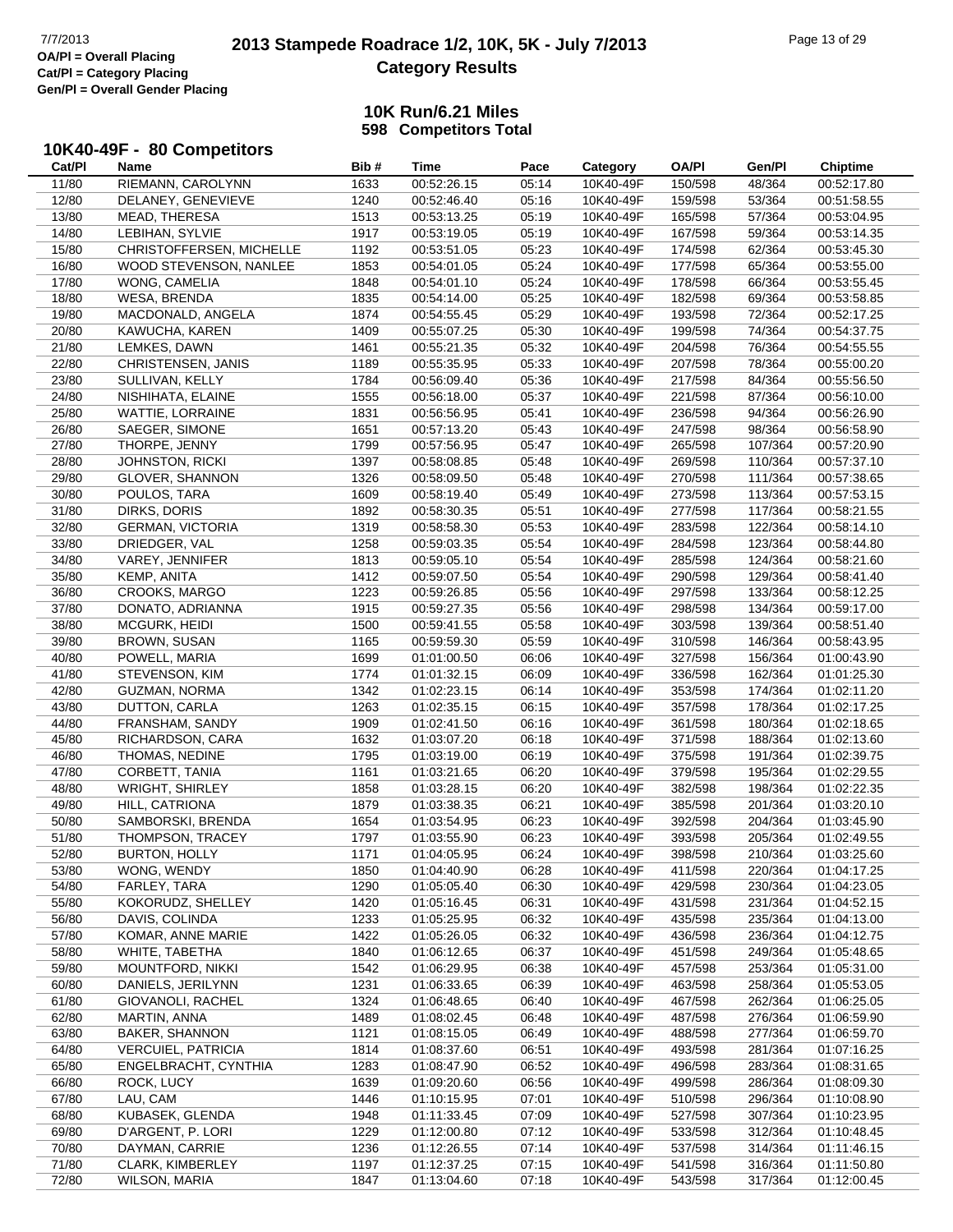# 2013 Stampede Roadrace 1/2, 10K, 5K - July 7/2013

## Category Results

OA/Pl = Overall Placing
Cat/Pl = Category Placing
Gen/Pl = Overall Gender Placing

**10K Run/6.21 Miles**
**598 Competitors Total**

### 10K40-49F - 80 Competitors

| Cat/Pl | Name | Bib # | Time | Pace | Category | OA/Pl | Gen/Pl | Chiptime |
|---|---|---|---|---|---|---|---|---|
| 11/80 | RIEMANN, CAROLYNN | 1633 | 00:52:26.15 | 05:14 | 10K40-49F | 150/598 | 48/364 | 00:52:17.80 |
| 12/80 | DELANEY, GENEVIEVE | 1240 | 00:52:46.40 | 05:16 | 10K40-49F | 159/598 | 53/364 | 00:51:58.55 |
| 13/80 | MEAD, THERESA | 1513 | 00:53:13.25 | 05:19 | 10K40-49F | 165/598 | 57/364 | 00:53:04.95 |
| 14/80 | LEBIHAN, SYLVIE | 1917 | 00:53:19.05 | 05:19 | 10K40-49F | 167/598 | 59/364 | 00:53:14.35 |
| 15/80 | CHRISTOFFERSEN, MICHELLE | 1192 | 00:53:51.05 | 05:23 | 10K40-49F | 174/598 | 62/364 | 00:53:45.30 |
| 16/80 | WOOD STEVENSON, NANLEE | 1853 | 00:54:01.05 | 05:24 | 10K40-49F | 177/598 | 65/364 | 00:53:55.00 |
| 17/80 | WONG, CAMELIA | 1848 | 00:54:01.10 | 05:24 | 10K40-49F | 178/598 | 66/364 | 00:53:55.45 |
| 18/80 | WESA, BRENDA | 1835 | 00:54:14.00 | 05:25 | 10K40-49F | 182/598 | 69/364 | 00:53:58.85 |
| 19/80 | MACDONALD, ANGELA | 1874 | 00:54:55.45 | 05:29 | 10K40-49F | 193/598 | 72/364 | 00:52:17.25 |
| 20/80 | KAWUCHA, KAREN | 1409 | 00:55:07.25 | 05:30 | 10K40-49F | 199/598 | 74/364 | 00:54:37.75 |
| 21/80 | LEMKES, DAWN | 1461 | 00:55:21.35 | 05:32 | 10K40-49F | 204/598 | 76/364 | 00:54:55.55 |
| 22/80 | CHRISTENSEN, JANIS | 1189 | 00:55:35.95 | 05:33 | 10K40-49F | 207/598 | 78/364 | 00:55:00.20 |
| 23/80 | SULLIVAN, KELLY | 1784 | 00:56:09.40 | 05:36 | 10K40-49F | 217/598 | 84/364 | 00:55:56.50 |
| 24/80 | NISHIHATA, ELAINE | 1555 | 00:56:18.00 | 05:37 | 10K40-49F | 221/598 | 87/364 | 00:56:10.00 |
| 25/80 | WATTIE, LORRAINE | 1831 | 00:56:56.95 | 05:41 | 10K40-49F | 236/598 | 94/364 | 00:56:26.90 |
| 26/80 | SAEGER, SIMONE | 1651 | 00:57:13.20 | 05:43 | 10K40-49F | 247/598 | 98/364 | 00:56:58.90 |
| 27/80 | THORPE, JENNY | 1799 | 00:57:56.95 | 05:47 | 10K40-49F | 265/598 | 107/364 | 00:57:20.90 |
| 28/80 | JOHNSTON, RICKI | 1397 | 00:58:08.85 | 05:48 | 10K40-49F | 269/598 | 110/364 | 00:57:37.10 |
| 29/80 | GLOVER, SHANNON | 1326 | 00:58:09.50 | 05:48 | 10K40-49F | 270/598 | 111/364 | 00:57:38.65 |
| 30/80 | POULOS, TARA | 1609 | 00:58:19.40 | 05:49 | 10K40-49F | 273/598 | 113/364 | 00:57:53.15 |
| 31/80 | DIRKS, DORIS | 1892 | 00:58:30.35 | 05:51 | 10K40-49F | 277/598 | 117/364 | 00:58:21.55 |
| 32/80 | GERMAN, VICTORIA | 1319 | 00:58:58.30 | 05:53 | 10K40-49F | 283/598 | 122/364 | 00:58:14.10 |
| 33/80 | DRIEDGER, VAL | 1258 | 00:59:03.35 | 05:54 | 10K40-49F | 284/598 | 123/364 | 00:58:44.80 |
| 34/80 | VAREY, JENNIFER | 1813 | 00:59:05.10 | 05:54 | 10K40-49F | 285/598 | 124/364 | 00:58:21.60 |
| 35/80 | KEMP, ANITA | 1412 | 00:59:07.50 | 05:54 | 10K40-49F | 290/598 | 129/364 | 00:58:41.40 |
| 36/80 | CROOKS, MARGO | 1223 | 00:59:26.85 | 05:56 | 10K40-49F | 297/598 | 133/364 | 00:58:12.25 |
| 37/80 | DONATO, ADRIANNA | 1915 | 00:59:27.35 | 05:56 | 10K40-49F | 298/598 | 134/364 | 00:59:17.00 |
| 38/80 | MCGURK, HEIDI | 1500 | 00:59:41.55 | 05:58 | 10K40-49F | 303/598 | 139/364 | 00:58:51.40 |
| 39/80 | BROWN, SUSAN | 1165 | 00:59:59.30 | 05:59 | 10K40-49F | 310/598 | 146/364 | 00:58:43.95 |
| 40/80 | POWELL, MARIA | 1699 | 01:01:00.50 | 06:06 | 10K40-49F | 327/598 | 156/364 | 01:00:43.90 |
| 41/80 | STEVENSON, KIM | 1774 | 01:01:32.15 | 06:09 | 10K40-49F | 336/598 | 162/364 | 01:01:25.30 |
| 42/80 | GUZMAN, NORMA | 1342 | 01:02:23.15 | 06:14 | 10K40-49F | 353/598 | 174/364 | 01:02:11.20 |
| 43/80 | DUTTON, CARLA | 1263 | 01:02:35.15 | 06:15 | 10K40-49F | 357/598 | 178/364 | 01:02:17.25 |
| 44/80 | FRANSHAM, SANDY | 1909 | 01:02:41.50 | 06:16 | 10K40-49F | 361/598 | 180/364 | 01:02:18.65 |
| 45/80 | RICHARDSON, CARA | 1632 | 01:03:07.20 | 06:18 | 10K40-49F | 371/598 | 188/364 | 01:02:13.60 |
| 46/80 | THOMAS, NEDINE | 1795 | 01:03:19.00 | 06:19 | 10K40-49F | 375/598 | 191/364 | 01:02:39.75 |
| 47/80 | CORBETT, TANIA | 1161 | 01:03:21.65 | 06:20 | 10K40-49F | 379/598 | 195/364 | 01:02:29.55 |
| 48/80 | WRIGHT, SHIRLEY | 1858 | 01:03:28.15 | 06:20 | 10K40-49F | 382/598 | 198/364 | 01:02:22.35 |
| 49/80 | HILL, CATRIONA | 1879 | 01:03:38.35 | 06:21 | 10K40-49F | 385/598 | 201/364 | 01:03:20.10 |
| 50/80 | SAMBORSKI, BRENDA | 1654 | 01:03:54.95 | 06:23 | 10K40-49F | 392/598 | 204/364 | 01:03:45.90 |
| 51/80 | THOMPSON, TRACEY | 1797 | 01:03:55.90 | 06:23 | 10K40-49F | 393/598 | 205/364 | 01:02:49.55 |
| 52/80 | BURTON, HOLLY | 1171 | 01:04:05.95 | 06:24 | 10K40-49F | 398/598 | 210/364 | 01:03:25.60 |
| 53/80 | WONG, WENDY | 1850 | 01:04:40.90 | 06:28 | 10K40-49F | 411/598 | 220/364 | 01:04:17.25 |
| 54/80 | FARLEY, TARA | 1290 | 01:05:05.40 | 06:30 | 10K40-49F | 429/598 | 230/364 | 01:04:23.05 |
| 55/80 | KOKORUDZ, SHELLEY | 1420 | 01:05:16.45 | 06:31 | 10K40-49F | 431/598 | 231/364 | 01:04:52.15 |
| 56/80 | DAVIS, COLINDA | 1233 | 01:05:25.95 | 06:32 | 10K40-49F | 435/598 | 235/364 | 01:04:13.00 |
| 57/80 | KOMAR, ANNE MARIE | 1422 | 01:05:26.05 | 06:32 | 10K40-49F | 436/598 | 236/364 | 01:04:12.75 |
| 58/80 | WHITE, TABETHA | 1840 | 01:06:12.65 | 06:37 | 10K40-49F | 451/598 | 249/364 | 01:05:48.65 |
| 59/80 | MOUNTFORD, NIKKI | 1542 | 01:06:29.95 | 06:38 | 10K40-49F | 457/598 | 253/364 | 01:05:31.00 |
| 60/80 | DANIELS, JERILYNN | 1231 | 01:06:33.65 | 06:39 | 10K40-49F | 463/598 | 258/364 | 01:05:53.05 |
| 61/80 | GIOVANOLI, RACHEL | 1324 | 01:06:48.65 | 06:40 | 10K40-49F | 467/598 | 262/364 | 01:06:25.05 |
| 62/80 | MARTIN, ANNA | 1489 | 01:08:02.45 | 06:48 | 10K40-49F | 487/598 | 276/364 | 01:06:59.90 |
| 63/80 | BAKER, SHANNON | 1121 | 01:08:15.05 | 06:49 | 10K40-49F | 488/598 | 277/364 | 01:06:59.70 |
| 64/80 | VERCUIEL, PATRICIA | 1814 | 01:08:37.60 | 06:51 | 10K40-49F | 493/598 | 281/364 | 01:07:16.25 |
| 65/80 | ENGELBRACHT, CYNTHIA | 1283 | 01:08:47.90 | 06:52 | 10K40-49F | 496/598 | 283/364 | 01:08:31.65 |
| 66/80 | ROCK, LUCY | 1639 | 01:09:20.60 | 06:56 | 10K40-49F | 499/598 | 286/364 | 01:08:09.30 |
| 67/80 | LAU, CAM | 1446 | 01:10:15.95 | 07:01 | 10K40-49F | 510/598 | 296/364 | 01:10:08.90 |
| 68/80 | KUBASEK, GLENDA | 1948 | 01:11:33.45 | 07:09 | 10K40-49F | 527/598 | 307/364 | 01:10:23.95 |
| 69/80 | D'ARGENT, P. LORI | 1229 | 01:12:00.80 | 07:12 | 10K40-49F | 533/598 | 312/364 | 01:10:48.45 |
| 70/80 | DAYMAN, CARRIE | 1236 | 01:12:26.55 | 07:14 | 10K40-49F | 537/598 | 314/364 | 01:11:46.15 |
| 71/80 | CLARK, KIMBERLEY | 1197 | 01:12:37.25 | 07:15 | 10K40-49F | 541/598 | 316/364 | 01:11:50.80 |
| 72/80 | WILSON, MARIA | 1847 | 01:13:04.60 | 07:18 | 10K40-49F | 543/598 | 317/364 | 01:12:00.45 |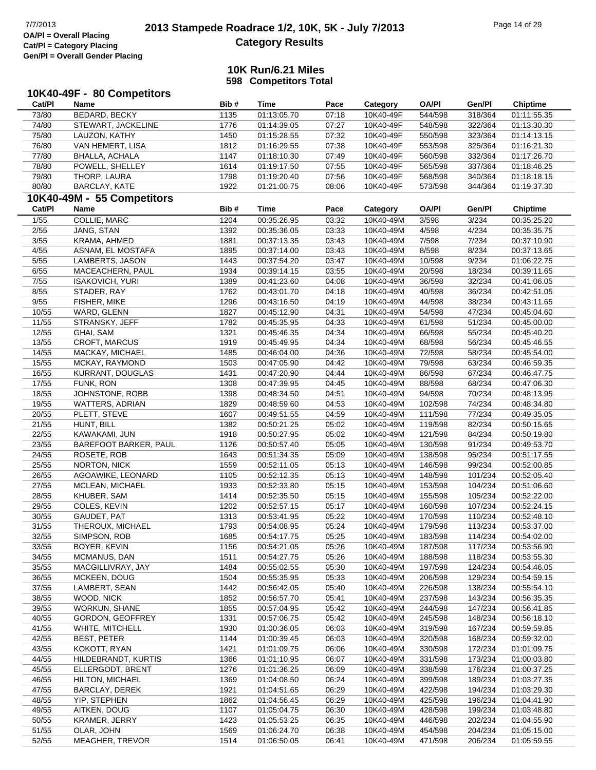## 10K Run/6.21 Miles

**598 Competitors Total**

### 10K40-49F - 80 Competitors

| Cat/Pl | Name | Bib # | Time | Pace | Category | OA/Pl | Gen/Pl | Chiptime |
|---|---|---|---|---|---|---|---|---|
| 73/80 | BEDARD, BECKY | 1135 | 01:13:05.70 | 07:18 | 10K40-49F | 544/598 | 318/364 | 01:11:55.35 |
| 74/80 | STEWART, JACKELINE | 1776 | 01:14:39.05 | 07:27 | 10K40-49F | 548/598 | 322/364 | 01:13:30.30 |
| 75/80 | LAUZON, KATHY | 1450 | 01:15:28.55 | 07:32 | 10K40-49F | 550/598 | 323/364 | 01:14:13.15 |
| 76/80 | VAN HEMERT, LISA | 1812 | 01:16:29.55 | 07:38 | 10K40-49F | 553/598 | 325/364 | 01:16:21.30 |
| 77/80 | BHALLA, ACHALA | 1147 | 01:18:10.30 | 07:49 | 10K40-49F | 560/598 | 332/364 | 01:17:26.70 |
| 78/80 | POWELL, SHELLEY | 1614 | 01:19:17.50 | 07:55 | 10K40-49F | 565/598 | 337/364 | 01:18:46.25 |
| 79/80 | THORP, LAURA | 1798 | 01:19:20.40 | 07:56 | 10K40-49F | 568/598 | 340/364 | 01:18:18.15 |
| 80/80 | BARCLAY, KATE | 1922 | 01:21:00.75 | 08:06 | 10K40-49F | 573/598 | 344/364 | 01:19:37.30 |

### 10K40-49M - 55 Competitors

| Cat/Pl | Name | Bib # | Time | Pace | Category | OA/Pl | Gen/Pl | Chiptime |
|---|---|---|---|---|---|---|---|---|
| 1/55 | COLLIE, MARC | 1204 | 00:35:26.95 | 03:32 | 10K40-49M | 3/598 | 3/234 | 00:35:25.20 |
| 2/55 | JANG, STAN | 1392 | 00:35:36.05 | 03:33 | 10K40-49M | 4/598 | 4/234 | 00:35:35.75 |
| 3/55 | KRAMA, AHMED | 1881 | 00:37:13.35 | 03:43 | 10K40-49M | 7/598 | 7/234 | 00:37:10.90 |
| 4/55 | ASNAM, EL MOSTAFA | 1895 | 00:37:14.00 | 03:43 | 10K40-49M | 8/598 | 8/234 | 00:37:13.65 |
| 5/55 | LAMBERTS, JASON | 1443 | 00:37:54.20 | 03:47 | 10K40-49M | 10/598 | 9/234 | 01:06:22.75 |
| 6/55 | MACEACHERN, PAUL | 1934 | 00:39:14.15 | 03:55 | 10K40-49M | 20/598 | 18/234 | 00:39:11.65 |
| 7/55 | ISAKOVICH, YURI | 1389 | 00:41:23.60 | 04:08 | 10K40-49M | 36/598 | 32/234 | 00:41:06.05 |
| 8/55 | STADER, RAY | 1762 | 00:43:01.70 | 04:18 | 10K40-49M | 40/598 | 36/234 | 00:42:51.05 |
| 9/55 | FISHER, MIKE | 1296 | 00:43:16.50 | 04:19 | 10K40-49M | 44/598 | 38/234 | 00:43:11.65 |
| 10/55 | WARD, GLENN | 1827 | 00:45:12.90 | 04:31 | 10K40-49M | 54/598 | 47/234 | 00:45:04.60 |
| 11/55 | STRANSKY, JEFF | 1782 | 00:45:35.95 | 04:33 | 10K40-49M | 61/598 | 51/234 | 00:45:00.00 |
| 12/55 | GHAI, SAM | 1321 | 00:45:46.35 | 04:34 | 10K40-49M | 66/598 | 55/234 | 00:45:40.20 |
| 13/55 | CROFT, MARCUS | 1919 | 00:45:49.95 | 04:34 | 10K40-49M | 68/598 | 56/234 | 00:45:46.55 |
| 14/55 | MACKAY, MICHAEL | 1485 | 00:46:04.00 | 04:36 | 10K40-49M | 72/598 | 58/234 | 00:45:54.00 |
| 15/55 | MCKAY, RAYMOND | 1503 | 00:47:05.90 | 04:42 | 10K40-49M | 79/598 | 63/234 | 00:46:59.35 |
| 16/55 | KURRANT, DOUGLAS | 1431 | 00:47:20.90 | 04:44 | 10K40-49M | 86/598 | 67/234 | 00:46:47.75 |
| 17/55 | FUNK, RON | 1308 | 00:47:39.95 | 04:45 | 10K40-49M | 88/598 | 68/234 | 00:47:06.30 |
| 18/55 | JOHNSTONE, ROBB | 1398 | 00:48:34.50 | 04:51 | 10K40-49M | 94/598 | 70/234 | 00:48:13.95 |
| 19/55 | WATTERS, ADRIAN | 1829 | 00:48:59.60 | 04:53 | 10K40-49M | 102/598 | 74/234 | 00:48:34.80 |
| 20/55 | PLETT, STEVE | 1607 | 00:49:51.55 | 04:59 | 10K40-49M | 111/598 | 77/234 | 00:49:35.05 |
| 21/55 | HUNT, BILL | 1382 | 00:50:21.25 | 05:02 | 10K40-49M | 119/598 | 82/234 | 00:50:15.65 |
| 22/55 | KAWAKAMI, JUN | 1918 | 00:50:27.95 | 05:02 | 10K40-49M | 121/598 | 84/234 | 00:50:19.80 |
| 23/55 | BAREFOOT BARKER, PAUL | 1126 | 00:50:57.40 | 05:05 | 10K40-49M | 130/598 | 91/234 | 00:49:53.70 |
| 24/55 | ROSETE, ROB | 1643 | 00:51:34.35 | 05:09 | 10K40-49M | 138/598 | 95/234 | 00:51:17.55 |
| 25/55 | NORTON, NICK | 1559 | 00:52:11.05 | 05:13 | 10K40-49M | 146/598 | 99/234 | 00:52:00.85 |
| 26/55 | AGOAWIKE, LEONARD | 1105 | 00:52:12.35 | 05:13 | 10K40-49M | 148/598 | 101/234 | 00:52:05.40 |
| 27/55 | MCLEAN, MICHAEL | 1933 | 00:52:33.80 | 05:15 | 10K40-49M | 153/598 | 104/234 | 00:51:06.60 |
| 28/55 | KHUBER, SAM | 1414 | 00:52:35.50 | 05:15 | 10K40-49M | 155/598 | 105/234 | 00:52:22.00 |
| 29/55 | COLES, KEVIN | 1202 | 00:52:57.15 | 05:17 | 10K40-49M | 160/598 | 107/234 | 00:52:24.15 |
| 30/55 | GAUDET, PAT | 1313 | 00:53:41.95 | 05:22 | 10K40-49M | 170/598 | 110/234 | 00:52:48.10 |
| 31/55 | THEROUX, MICHAEL | 1793 | 00:54:08.95 | 05:24 | 10K40-49M | 179/598 | 113/234 | 00:53:37.00 |
| 32/55 | SIMPSON, ROB | 1685 | 00:54:17.75 | 05:25 | 10K40-49M | 183/598 | 114/234 | 00:54:02.00 |
| 33/55 | BOYER, KEVIN | 1156 | 00:54:21.05 | 05:26 | 10K40-49M | 187/598 | 117/234 | 00:53:56.90 |
| 34/55 | MCMANUS, DAN | 1511 | 00:54:27.75 | 05:26 | 10K40-49M | 188/598 | 118/234 | 00:53:55.30 |
| 35/55 | MACGILLIVRAY, JAY | 1484 | 00:55:02.55 | 05:30 | 10K40-49M | 197/598 | 124/234 | 00:54:46.05 |
| 36/55 | MCKEEN, DOUG | 1504 | 00:55:35.95 | 05:33 | 10K40-49M | 206/598 | 129/234 | 00:54:59.15 |
| 37/55 | LAMBERT, SEAN | 1442 | 00:56:42.05 | 05:40 | 10K40-49M | 226/598 | 138/234 | 00:55:54.10 |
| 38/55 | WOOD, NICK | 1852 | 00:56:57.70 | 05:41 | 10K40-49M | 237/598 | 143/234 | 00:56:35.35 |
| 39/55 | WORKUN, SHANE | 1855 | 00:57:04.95 | 05:42 | 10K40-49M | 244/598 | 147/234 | 00:56:41.85 |
| 40/55 | GORDON, GEOFFREY | 1331 | 00:57:06.75 | 05:42 | 10K40-49M | 245/598 | 148/234 | 00:56:18.10 |
| 41/55 | WHITE, MITCHELL | 1930 | 01:00:36.05 | 06:03 | 10K40-49M | 319/598 | 167/234 | 00:59:59.85 |
| 42/55 | BEST, PETER | 1144 | 01:00:39.45 | 06:03 | 10K40-49M | 320/598 | 168/234 | 00:59:32.00 |
| 43/55 | KOKOTT, RYAN | 1421 | 01:01:09.75 | 06:06 | 10K40-49M | 330/598 | 172/234 | 01:01:09.75 |
| 44/55 | HILDEBRANDT, KURTIS | 1366 | 01:01:10.95 | 06:07 | 10K40-49M | 331/598 | 173/234 | 01:00:03.80 |
| 45/55 | ELLERGODT, BRENT | 1276 | 01:01:36.25 | 06:09 | 10K40-49M | 338/598 | 176/234 | 01:00:37.25 |
| 46/55 | HILTON, MICHAEL | 1369 | 01:04:08.50 | 06:24 | 10K40-49M | 399/598 | 189/234 | 01:03:27.35 |
| 47/55 | BARCLAY, DEREK | 1921 | 01:04:51.65 | 06:29 | 10K40-49M | 422/598 | 194/234 | 01:03:29.30 |
| 48/55 | YIP, STEPHEN | 1862 | 01:04:56.45 | 06:29 | 10K40-49M | 425/598 | 196/234 | 01:04:41.90 |
| 49/55 | AITKEN, DOUG | 1107 | 01:05:04.75 | 06:30 | 10K40-49M | 428/598 | 199/234 | 01:03:48.80 |
| 50/55 | KRAMER, JERRY | 1423 | 01:05:53.25 | 06:35 | 10K40-49M | 446/598 | 202/234 | 01:04:55.90 |
| 51/55 | OLAR, JOHN | 1569 | 01:06:24.70 | 06:38 | 10K40-49M | 454/598 | 204/234 | 01:05:15.00 |
| 52/55 | MEAGHER, TREVOR | 1514 | 01:06:50.05 | 06:41 | 10K40-49M | 471/598 | 206/234 | 01:05:59.55 |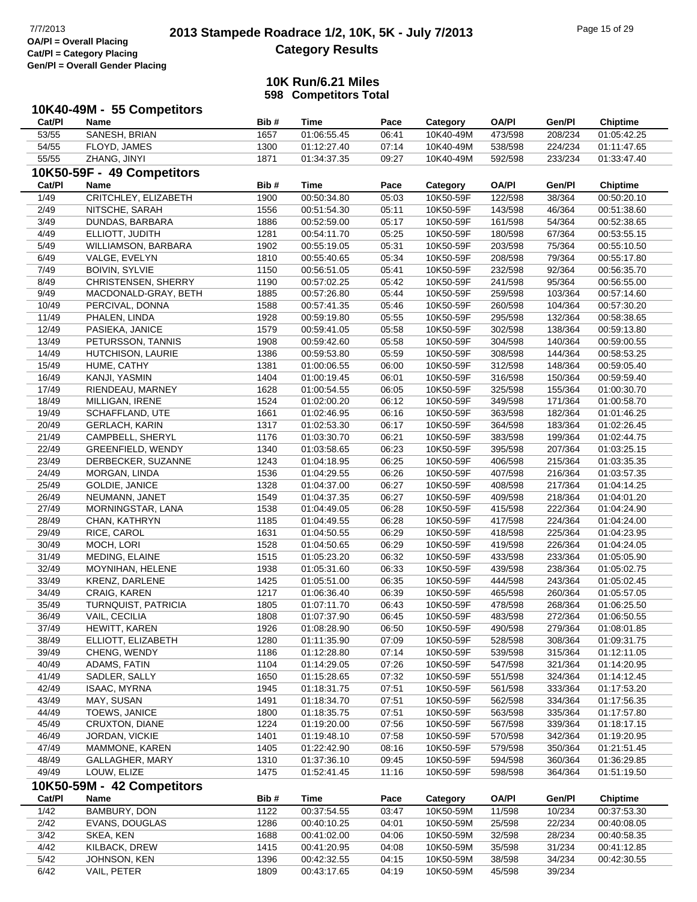# 2013 Stampede Roadrace 1/2, 10K, 5K - July 7/2013

## Category Results

OA/Pl = Overall Placing
Cat/Pl = Category Placing
Gen/Pl = Overall Gender Placing

### 10K Run/6.21 Miles
### 598 Competitors Total

### 10K40-49M - 55 Competitors

| Cat/Pl | Name | Bib # | Time | Pace | Category | OA/Pl | Gen/Pl | Chiptime |
|---|---|---|---|---|---|---|---|---|
| 53/55 | SANESH, BRIAN | 1657 | 01:06:55.45 | 06:41 | 10K40-49M | 473/598 | 208/234 | 01:05:42.25 |
| 54/55 | FLOYD, JAMES | 1300 | 01:12:27.40 | 07:14 | 10K40-49M | 538/598 | 224/234 | 01:11:47.65 |
| 55/55 | ZHANG, JINYI | 1871 | 01:34:37.35 | 09:27 | 10K40-49M | 592/598 | 233/234 | 01:33:47.40 |

### 10K50-59F - 49 Competitors

| Cat/Pl | Name | Bib # | Time | Pace | Category | OA/Pl | Gen/Pl | Chiptime |
|---|---|---|---|---|---|---|---|---|
| 1/49 | CRITCHLEY, ELIZABETH | 1900 | 00:50:34.80 | 05:03 | 10K50-59F | 122/598 | 38/364 | 00:50:20.10 |
| 2/49 | NITSCHE, SARAH | 1556 | 00:51:54.30 | 05:11 | 10K50-59F | 143/598 | 46/364 | 00:51:38.60 |
| 3/49 | DUNDAS, BARBARA | 1886 | 00:52:59.00 | 05:17 | 10K50-59F | 161/598 | 54/364 | 00:52:38.65 |
| 4/49 | ELLIOTT, JUDITH | 1281 | 00:54:11.70 | 05:25 | 10K50-59F | 180/598 | 67/364 | 00:53:55.15 |
| 5/49 | WILLIAMSON, BARBARA | 1902 | 00:55:19.05 | 05:31 | 10K50-59F | 203/598 | 75/364 | 00:55:10.50 |
| 6/49 | VALGE, EVELYN | 1810 | 00:55:40.65 | 05:34 | 10K50-59F | 208/598 | 79/364 | 00:55:17.80 |
| 7/49 | BOIVIN, SYLVIE | 1150 | 00:56:51.05 | 05:41 | 10K50-59F | 232/598 | 92/364 | 00:56:35.70 |
| 8/49 | CHRISTENSEN, SHERRY | 1190 | 00:57:02.25 | 05:42 | 10K50-59F | 241/598 | 95/364 | 00:56:55.00 |
| 9/49 | MACDONALD-GRAY, BETH | 1885 | 00:57:26.80 | 05:44 | 10K50-59F | 259/598 | 103/364 | 00:57:14.60 |
| 10/49 | PERCIVAL, DONNA | 1588 | 00:57:41.35 | 05:46 | 10K50-59F | 260/598 | 104/364 | 00:57:30.20 |
| 11/49 | PHALEN, LINDA | 1928 | 00:59:19.80 | 05:55 | 10K50-59F | 295/598 | 132/364 | 00:58:38.65 |
| 12/49 | PASIEKA, JANICE | 1579 | 00:59:41.05 | 05:58 | 10K50-59F | 302/598 | 138/364 | 00:59:13.80 |
| 13/49 | PETURSSON, TANNIS | 1908 | 00:59:42.60 | 05:58 | 10K50-59F | 304/598 | 140/364 | 00:59:00.55 |
| 14/49 | HUTCHISON, LAURIE | 1386 | 00:59:53.80 | 05:59 | 10K50-59F | 308/598 | 144/364 | 00:58:53.25 |
| 15/49 | HUME, CATHY | 1381 | 01:00:06.55 | 06:00 | 10K50-59F | 312/598 | 148/364 | 00:59:05.40 |
| 16/49 | KANJI, YASMIN | 1404 | 01:00:19.45 | 06:01 | 10K50-59F | 316/598 | 150/364 | 00:59:59.40 |
| 17/49 | RIENDEAU, MARNEY | 1628 | 01:00:54.55 | 06:05 | 10K50-59F | 325/598 | 155/364 | 01:00:30.70 |
| 18/49 | MILLIGAN, IRENE | 1524 | 01:02:00.20 | 06:12 | 10K50-59F | 349/598 | 171/364 | 01:00:58.70 |
| 19/49 | SCHAFFLAND, UTE | 1661 | 01:02:46.95 | 06:16 | 10K50-59F | 363/598 | 182/364 | 01:01:46.25 |
| 20/49 | GERLACH, KARIN | 1317 | 01:02:53.30 | 06:17 | 10K50-59F | 364/598 | 183/364 | 01:02:26.45 |
| 21/49 | CAMPBELL, SHERYL | 1176 | 01:03:30.70 | 06:21 | 10K50-59F | 383/598 | 199/364 | 01:02:44.75 |
| 22/49 | GREENFIELD, WENDY | 1340 | 01:03:58.65 | 06:23 | 10K50-59F | 395/598 | 207/364 | 01:03:25.15 |
| 23/49 | DERBECKER, SUZANNE | 1243 | 01:04:18.95 | 06:25 | 10K50-59F | 406/598 | 215/364 | 01:03:35.35 |
| 24/49 | MORGAN, LINDA | 1536 | 01:04:29.55 | 06:26 | 10K50-59F | 407/598 | 216/364 | 01:03:57.35 |
| 25/49 | GOLDIE, JANICE | 1328 | 01:04:37.00 | 06:27 | 10K50-59F | 408/598 | 217/364 | 01:04:14.25 |
| 26/49 | NEUMANN, JANET | 1549 | 01:04:37.35 | 06:27 | 10K50-59F | 409/598 | 218/364 | 01:04:01.20 |
| 27/49 | MORNINGSTAR, LANA | 1538 | 01:04:49.05 | 06:28 | 10K50-59F | 415/598 | 222/364 | 01:04:24.90 |
| 28/49 | CHAN, KATHRYN | 1185 | 01:04:49.55 | 06:28 | 10K50-59F | 417/598 | 224/364 | 01:04:24.00 |
| 29/49 | RICE, CAROL | 1631 | 01:04:50.55 | 06:29 | 10K50-59F | 418/598 | 225/364 | 01:04:23.95 |
| 30/49 | MOCH, LORI | 1528 | 01:04:50.65 | 06:29 | 10K50-59F | 419/598 | 226/364 | 01:04:24.05 |
| 31/49 | MEDING, ELAINE | 1515 | 01:05:23.20 | 06:32 | 10K50-59F | 433/598 | 233/364 | 01:05:05.90 |
| 32/49 | MOYNIHAN, HELENE | 1938 | 01:05:31.60 | 06:33 | 10K50-59F | 439/598 | 238/364 | 01:05:02.75 |
| 33/49 | KRENZ, DARLENE | 1425 | 01:05:51.00 | 06:35 | 10K50-59F | 444/598 | 243/364 | 01:05:02.45 |
| 34/49 | CRAIG, KAREN | 1217 | 01:06:36.40 | 06:39 | 10K50-59F | 465/598 | 260/364 | 01:05:57.05 |
| 35/49 | TURNQUIST, PATRICIA | 1805 | 01:07:11.70 | 06:43 | 10K50-59F | 478/598 | 268/364 | 01:06:25.50 |
| 36/49 | VAIL, CECILIA | 1808 | 01:07:37.90 | 06:45 | 10K50-59F | 483/598 | 272/364 | 01:06:50.55 |
| 37/49 | HEWITT, KAREN | 1926 | 01:08:28.90 | 06:50 | 10K50-59F | 490/598 | 279/364 | 01:08:01.85 |
| 38/49 | ELLIOTT, ELIZABETH | 1280 | 01:11:35.90 | 07:09 | 10K50-59F | 528/598 | 308/364 | 01:09:31.75 |
| 39/49 | CHENG, WENDY | 1186 | 01:12:28.80 | 07:14 | 10K50-59F | 539/598 | 315/364 | 01:12:11.05 |
| 40/49 | ADAMS, FATIN | 1104 | 01:14:29.05 | 07:26 | 10K50-59F | 547/598 | 321/364 | 01:14:20.95 |
| 41/49 | SADLER, SALLY | 1650 | 01:15:28.65 | 07:32 | 10K50-59F | 551/598 | 324/364 | 01:14:12.45 |
| 42/49 | ISAAC, MYRNA | 1945 | 01:18:31.75 | 07:51 | 10K50-59F | 561/598 | 333/364 | 01:17:53.20 |
| 43/49 | MAY, SUSAN | 1491 | 01:18:34.70 | 07:51 | 10K50-59F | 562/598 | 334/364 | 01:17:56.35 |
| 44/49 | TOEWS, JANICE | 1800 | 01:18:35.75 | 07:51 | 10K50-59F | 563/598 | 335/364 | 01:17:57.80 |
| 45/49 | CRUXTON, DIANE | 1224 | 01:19:20.00 | 07:56 | 10K50-59F | 567/598 | 339/364 | 01:18:17.15 |
| 46/49 | JORDAN, VICKIE | 1401 | 01:19:48.10 | 07:58 | 10K50-59F | 570/598 | 342/364 | 01:19:20.95 |
| 47/49 | MAMMONE, KAREN | 1405 | 01:22:42.90 | 08:16 | 10K50-59F | 579/598 | 350/364 | 01:21:51.45 |
| 48/49 | GALLAGHER, MARY | 1310 | 01:37:36.10 | 09:45 | 10K50-59F | 594/598 | 360/364 | 01:36:29.85 |
| 49/49 | LOUW, ELIZE | 1475 | 01:52:41.45 | 11:16 | 10K50-59F | 598/598 | 364/364 | 01:51:19.50 |

### 10K50-59M - 42 Competitors

| Cat/Pl | Name | Bib # | Time | Pace | Category | OA/Pl | Gen/Pl | Chiptime |
|---|---|---|---|---|---|---|---|---|
| 1/42 | BAMBURY, DON | 1122 | 00:37:54.55 | 03:47 | 10K50-59M | 11/598 | 10/234 | 00:37:53.30 |
| 2/42 | EVANS, DOUGLAS | 1286 | 00:40:10.25 | 04:01 | 10K50-59M | 25/598 | 22/234 | 00:40:08.05 |
| 3/42 | SKEA, KEN | 1688 | 00:41:02.00 | 04:06 | 10K50-59M | 32/598 | 28/234 | 00:40:58.35 |
| 4/42 | KILBACK, DREW | 1415 | 00:41:20.95 | 04:08 | 10K50-59M | 35/598 | 31/234 | 00:41:12.85 |
| 5/42 | JOHNSON, KEN | 1396 | 00:42:32.55 | 04:15 | 10K50-59M | 38/598 | 34/234 | 00:42:30.55 |
| 6/42 | VAIL, PETER | 1809 | 00:43:17.65 | 04:19 | 10K50-59M | 45/598 | 39/234 | |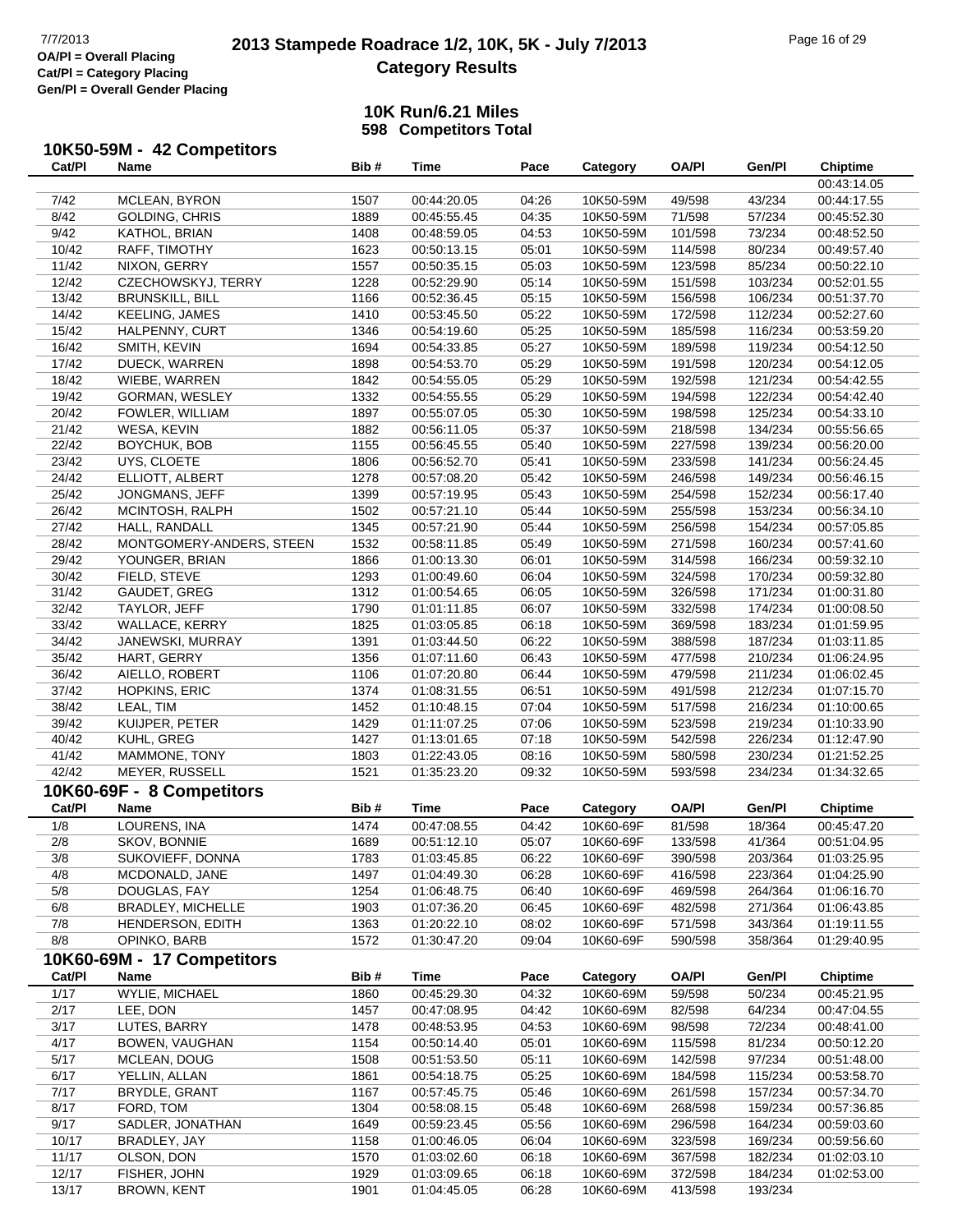**10K Run/6.21 Miles**
**598 Competitors Total**

## 10K50-59M - 42 Competitors

| Cat/Pl | Name | Bib # | Time | Pace | Category | OA/Pl | Gen/Pl | Chiptime |
|---|---|---|---|---|---|---|---|---|
| | | | | | | | | 00:43:14.05 |
| 7/42 | MCLEAN, BYRON | 1507 | 00:44:20.05 | 04:26 | 10K50-59M | 49/598 | 43/234 | 00:44:17.55 |
| 8/42 | GOLDING, CHRIS | 1889 | 00:45:55.45 | 04:35 | 10K50-59M | 71/598 | 57/234 | 00:45:52.30 |
| 9/42 | KATHOL, BRIAN | 1408 | 00:48:59.05 | 04:53 | 10K50-59M | 101/598 | 73/234 | 00:48:52.50 |
| 10/42 | RAFF, TIMOTHY | 1623 | 00:50:13.15 | 05:01 | 10K50-59M | 114/598 | 80/234 | 00:49:57.40 |
| 11/42 | NIXON, GERRY | 1557 | 00:50:35.15 | 05:03 | 10K50-59M | 123/598 | 85/234 | 00:50:22.10 |
| 12/42 | CZECHOWSKYJ, TERRY | 1228 | 00:52:29.90 | 05:14 | 10K50-59M | 151/598 | 103/234 | 00:52:01.55 |
| 13/42 | BRUNSKILL, BILL | 1166 | 00:52:36.45 | 05:15 | 10K50-59M | 156/598 | 106/234 | 00:51:37.70 |
| 14/42 | KEELING, JAMES | 1410 | 00:53:45.50 | 05:22 | 10K50-59M | 172/598 | 112/234 | 00:52:27.60 |
| 15/42 | HALPENNY, CURT | 1346 | 00:54:19.60 | 05:25 | 10K50-59M | 185/598 | 116/234 | 00:53:59.20 |
| 16/42 | SMITH, KEVIN | 1694 | 00:54:33.85 | 05:27 | 10K50-59M | 189/598 | 119/234 | 00:54:12.50 |
| 17/42 | DUECK, WARREN | 1898 | 00:54:53.70 | 05:29 | 10K50-59M | 191/598 | 120/234 | 00:54:12.05 |
| 18/42 | WIEBE, WARREN | 1842 | 00:54:55.05 | 05:29 | 10K50-59M | 192/598 | 121/234 | 00:54:42.55 |
| 19/42 | GORMAN, WESLEY | 1332 | 00:54:55.55 | 05:29 | 10K50-59M | 194/598 | 122/234 | 00:54:42.40 |
| 20/42 | FOWLER, WILLIAM | 1897 | 00:55:07.05 | 05:30 | 10K50-59M | 198/598 | 125/234 | 00:54:33.10 |
| 21/42 | WESA, KEVIN | 1882 | 00:56:11.05 | 05:37 | 10K50-59M | 218/598 | 134/234 | 00:55:56.65 |
| 22/42 | BOYCHUK, BOB | 1155 | 00:56:45.55 | 05:40 | 10K50-59M | 227/598 | 139/234 | 00:56:20.00 |
| 23/42 | UYS, CLOETE | 1806 | 00:56:52.70 | 05:41 | 10K50-59M | 233/598 | 141/234 | 00:56:24.45 |
| 24/42 | ELLIOTT, ALBERT | 1278 | 00:57:08.20 | 05:42 | 10K50-59M | 246/598 | 149/234 | 00:56:46.15 |
| 25/42 | JONGMANS, JEFF | 1399 | 00:57:19.95 | 05:43 | 10K50-59M | 254/598 | 152/234 | 00:56:17.40 |
| 26/42 | MCINTOSH, RALPH | 1502 | 00:57:21.10 | 05:44 | 10K50-59M | 255/598 | 153/234 | 00:56:34.10 |
| 27/42 | HALL, RANDALL | 1345 | 00:57:21.90 | 05:44 | 10K50-59M | 256/598 | 154/234 | 00:57:05.85 |
| 28/42 | MONTGOMERY-ANDERS, STEEN | 1532 | 00:58:11.85 | 05:49 | 10K50-59M | 271/598 | 160/234 | 00:57:41.60 |
| 29/42 | YOUNGER, BRIAN | 1866 | 01:00:13.30 | 06:01 | 10K50-59M | 314/598 | 166/234 | 00:59:32.10 |
| 30/42 | FIELD, STEVE | 1293 | 01:00:49.60 | 06:04 | 10K50-59M | 324/598 | 170/234 | 00:59:32.80 |
| 31/42 | GAUDET, GREG | 1312 | 01:00:54.65 | 06:05 | 10K50-59M | 326/598 | 171/234 | 01:00:31.80 |
| 32/42 | TAYLOR, JEFF | 1790 | 01:01:11.85 | 06:07 | 10K50-59M | 332/598 | 174/234 | 01:00:08.50 |
| 33/42 | WALLACE, KERRY | 1825 | 01:03:05.85 | 06:18 | 10K50-59M | 369/598 | 183/234 | 01:01:59.95 |
| 34/42 | JANEWSKI, MURRAY | 1391 | 01:03:44.50 | 06:22 | 10K50-59M | 388/598 | 187/234 | 01:03:11.85 |
| 35/42 | HART, GERRY | 1356 | 01:07:11.60 | 06:43 | 10K50-59M | 477/598 | 210/234 | 01:06:24.95 |
| 36/42 | AIELLO, ROBERT | 1106 | 01:07:20.80 | 06:44 | 10K50-59M | 479/598 | 211/234 | 01:06:02.45 |
| 37/42 | HOPKINS, ERIC | 1374 | 01:08:31.55 | 06:51 | 10K50-59M | 491/598 | 212/234 | 01:07:15.70 |
| 38/42 | LEAL, TIM | 1452 | 01:10:48.15 | 07:04 | 10K50-59M | 517/598 | 216/234 | 01:10:00.65 |
| 39/42 | KUIJPER, PETER | 1429 | 01:11:07.25 | 07:06 | 10K50-59M | 523/598 | 219/234 | 01:10:33.90 |
| 40/42 | KUHL, GREG | 1427 | 01:13:01.65 | 07:18 | 10K50-59M | 542/598 | 226/234 | 01:12:47.90 |
| 41/42 | MAMMONE, TONY | 1803 | 01:22:43.05 | 08:16 | 10K50-59M | 580/598 | 230/234 | 01:21:52.25 |
| 42/42 | MEYER, RUSSELL | 1521 | 01:35:23.20 | 09:32 | 10K50-59M | 593/598 | 234/234 | 01:34:32.65 |

## 10K60-69F - 8 Competitors

| Cat/Pl | Name | Bib # | Time | Pace | Category | OA/Pl | Gen/Pl | Chiptime |
|---|---|---|---|---|---|---|---|---|
| 1/8 | LOURENS, INA | 1474 | 00:47:08.55 | 04:42 | 10K60-69F | 81/598 | 18/364 | 00:45:47.20 |
| 2/8 | SKOV, BONNIE | 1689 | 00:51:12.10 | 05:07 | 10K60-69F | 133/598 | 41/364 | 00:51:04.95 |
| 3/8 | SUKOVIEFF, DONNA | 1783 | 01:03:45.85 | 06:22 | 10K60-69F | 390/598 | 203/364 | 01:03:25.95 |
| 4/8 | MCDONALD, JANE | 1497 | 01:04:49.30 | 06:28 | 10K60-69F | 416/598 | 223/364 | 01:04:25.90 |
| 5/8 | DOUGLAS, FAY | 1254 | 01:06:48.75 | 06:40 | 10K60-69F | 469/598 | 264/364 | 01:06:16.70 |
| 6/8 | BRADLEY, MICHELLE | 1903 | 01:07:36.20 | 06:45 | 10K60-69F | 482/598 | 271/364 | 01:06:43.85 |
| 7/8 | HENDERSON, EDITH | 1363 | 01:20:22.10 | 08:02 | 10K60-69F | 571/598 | 343/364 | 01:19:11.55 |
| 8/8 | OPINKO, BARB | 1572 | 01:30:47.20 | 09:04 | 10K60-69F | 590/598 | 358/364 | 01:29:40.95 |

## 10K60-69M - 17 Competitors

| Cat/Pl | Name | Bib # | Time | Pace | Category | OA/Pl | Gen/Pl | Chiptime |
|---|---|---|---|---|---|---|---|---|
| 1/17 | WYLIE, MICHAEL | 1860 | 00:45:29.30 | 04:32 | 10K60-69M | 59/598 | 50/234 | 00:45:21.95 |
| 2/17 | LEE, DON | 1457 | 00:47:08.95 | 04:42 | 10K60-69M | 82/598 | 64/234 | 00:47:04.55 |
| 3/17 | LUTES, BARRY | 1478 | 00:48:53.95 | 04:53 | 10K60-69M | 98/598 | 72/234 | 00:48:41.00 |
| 4/17 | BOWEN, VAUGHAN | 1154 | 00:50:14.40 | 05:01 | 10K60-69M | 115/598 | 81/234 | 00:50:12.20 |
| 5/17 | MCLEAN, DOUG | 1508 | 00:51:53.50 | 05:11 | 10K60-69M | 142/598 | 97/234 | 00:51:48.00 |
| 6/17 | YELLIN, ALLAN | 1861 | 00:54:18.75 | 05:25 | 10K60-69M | 184/598 | 115/234 | 00:53:58.70 |
| 7/17 | BRYDLE, GRANT | 1167 | 00:57:45.75 | 05:46 | 10K60-69M | 261/598 | 157/234 | 00:57:34.70 |
| 8/17 | FORD, TOM | 1304 | 00:58:08.15 | 05:48 | 10K60-69M | 268/598 | 159/234 | 00:57:36.85 |
| 9/17 | SADLER, JONATHAN | 1649 | 00:59:23.45 | 05:56 | 10K60-69M | 296/598 | 164/234 | 00:59:03.60 |
| 10/17 | BRADLEY, JAY | 1158 | 01:00:46.05 | 06:04 | 10K60-69M | 323/598 | 169/234 | 00:59:56.60 |
| 11/17 | OLSON, DON | 1570 | 01:03:02.60 | 06:18 | 10K60-69M | 367/598 | 182/234 | 01:02:03.10 |
| 12/17 | FISHER, JOHN | 1929 | 01:03:09.65 | 06:18 | 10K60-69M | 372/598 | 184/234 | 01:02:53.00 |
| 13/17 | BROWN, KENT | 1901 | 01:04:45.05 | 06:28 | 10K60-69M | 413/598 | 193/234 | |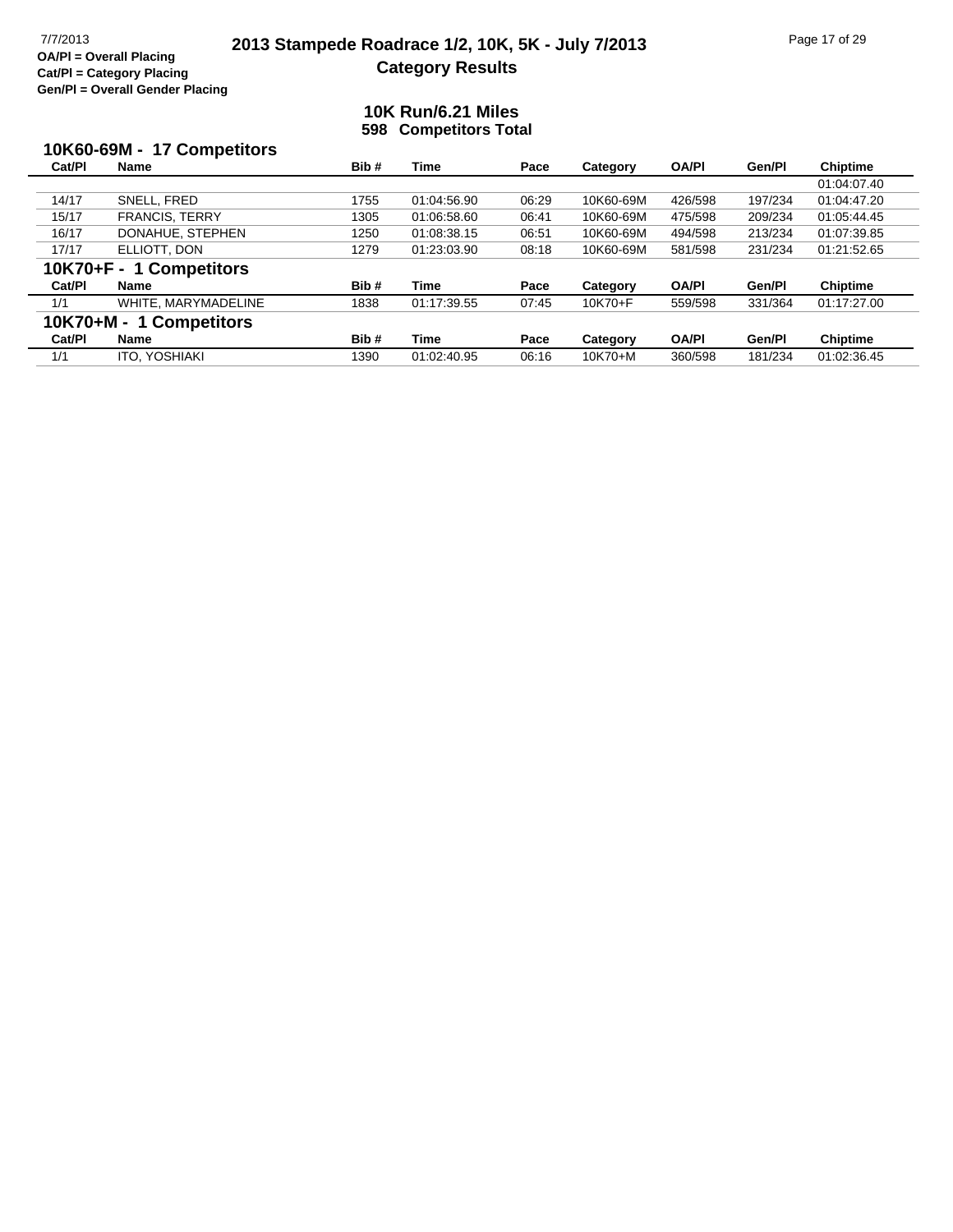**OA/Pl = Overall Placing**
**Cat/Pl = Category Placing**
**Gen/Pl = Overall Gender Placing**

# 2013 Stampede Roadrace 1/2, 10K, 5K - July 7/2013

## Category Results

### 10K Run/6.21 Miles
### 598 Competitors Total

### 10K60-69M - 17 Competitors

| Cat/Pl | Name | Bib # | Time | Pace | Category | OA/Pl | Gen/Pl | Chiptime |
|---|---|---|---|---|---|---|---|---|
| | | | | | | | | 01:04:07.40 |
| 14/17 | SNELL, FRED | 1755 | 01:04:56.90 | 06:29 | 10K60-69M | 426/598 | 197/234 | 01:04:47.20 |
| 15/17 | FRANCIS, TERRY | 1305 | 01:06:58.60 | 06:41 | 10K60-69M | 475/598 | 209/234 | 01:05:44.45 |
| 16/17 | DONAHUE, STEPHEN | 1250 | 01:08:38.15 | 06:51 | 10K60-69M | 494/598 | 213/234 | 01:07:39.85 |
| 17/17 | ELLIOTT, DON | 1279 | 01:23:03.90 | 08:18 | 10K60-69M | 581/598 | 231/234 | 01:21:52.65 |

### 10K70+F - 1 Competitors

| Cat/Pl | Name | Bib # | Time | Pace | Category | OA/Pl | Gen/Pl | Chiptime |
|---|---|---|---|---|---|---|---|---|
| 1/1 | WHITE, MARYMADELINE | 1838 | 01:17:39.55 | 07:45 | 10K70+F | 559/598 | 331/364 | 01:17:27.00 |

### 10K70+M - 1 Competitors

| Cat/Pl | Name | Bib # | Time | Pace | Category | OA/Pl | Gen/Pl | Chiptime |
|---|---|---|---|---|---|---|---|---|
| 1/1 | ITO, YOSHIAKI | 1390 | 01:02:40.95 | 06:16 | 10K70+M | 360/598 | 181/234 | 01:02:36.45 |